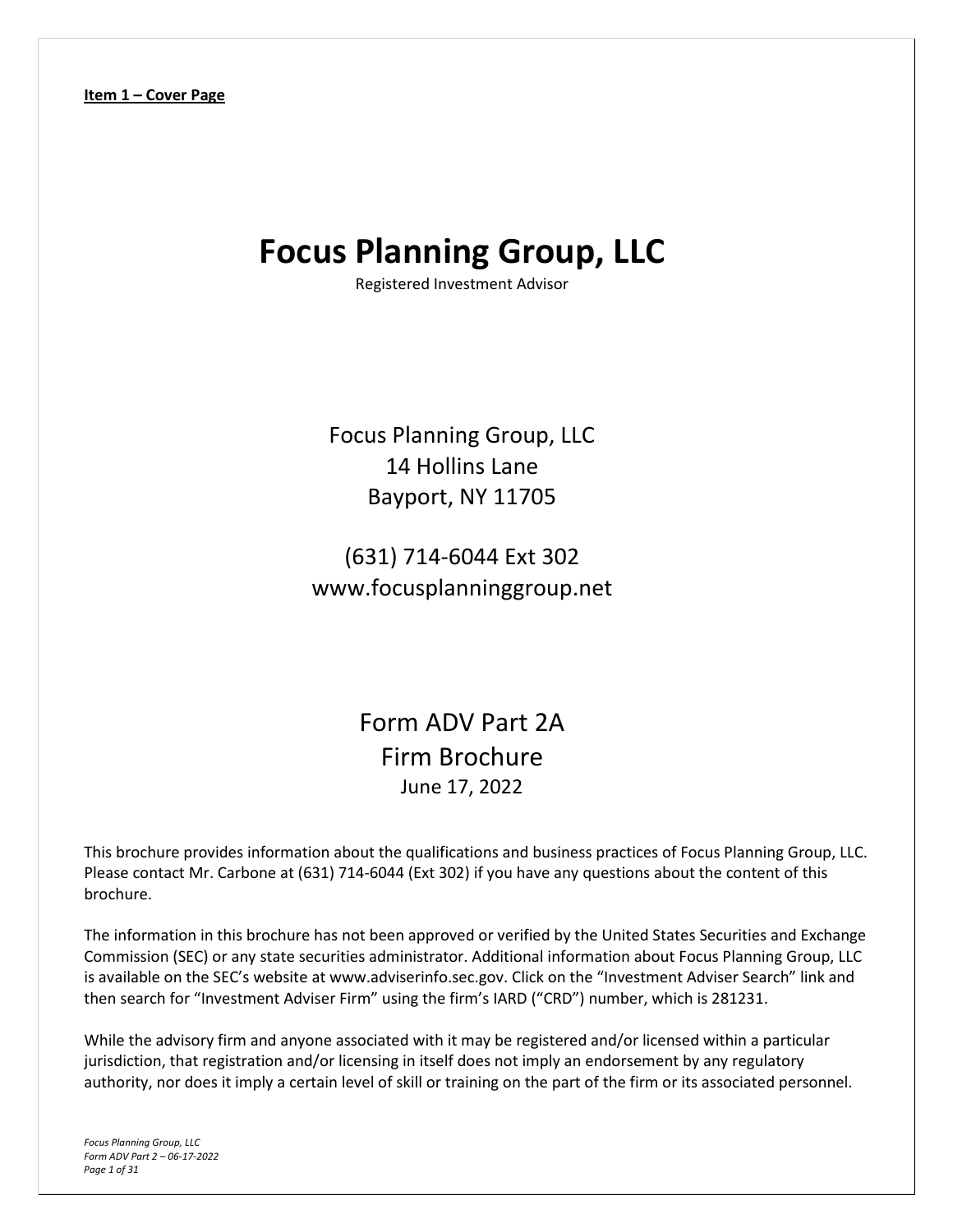**Item 1 – Cover Page**

# Focus Planning Group, LLC

Registered Investment Advisor

Focus Planning Group, LLC
14 Hollins Lane
Bayport, NY 11705

(631) 714-6044 Ext 302
www.focusplanninggroup.net

Form ADV Part 2A
Firm Brochure
June 17, 2022

This brochure provides information about the qualifications and business practices of Focus Planning Group, LLC. Please contact Mr. Carbone at (631) 714-6044 (Ext 302) if you have any questions about the content of this brochure.

The information in this brochure has not been approved or verified by the United States Securities and Exchange Commission (SEC) or any state securities administrator. Additional information about Focus Planning Group, LLC is available on the SEC's website at www.adviserinfo.sec.gov. Click on the "Investment Adviser Search" link and then search for "Investment Adviser Firm" using the firm's IARD ("CRD") number, which is 281231.

While the advisory firm and anyone associated with it may be registered and/or licensed within a particular jurisdiction, that registration and/or licensing in itself does not imply an endorsement by any regulatory authority, nor does it imply a certain level of skill or training on the part of the firm or its associated personnel.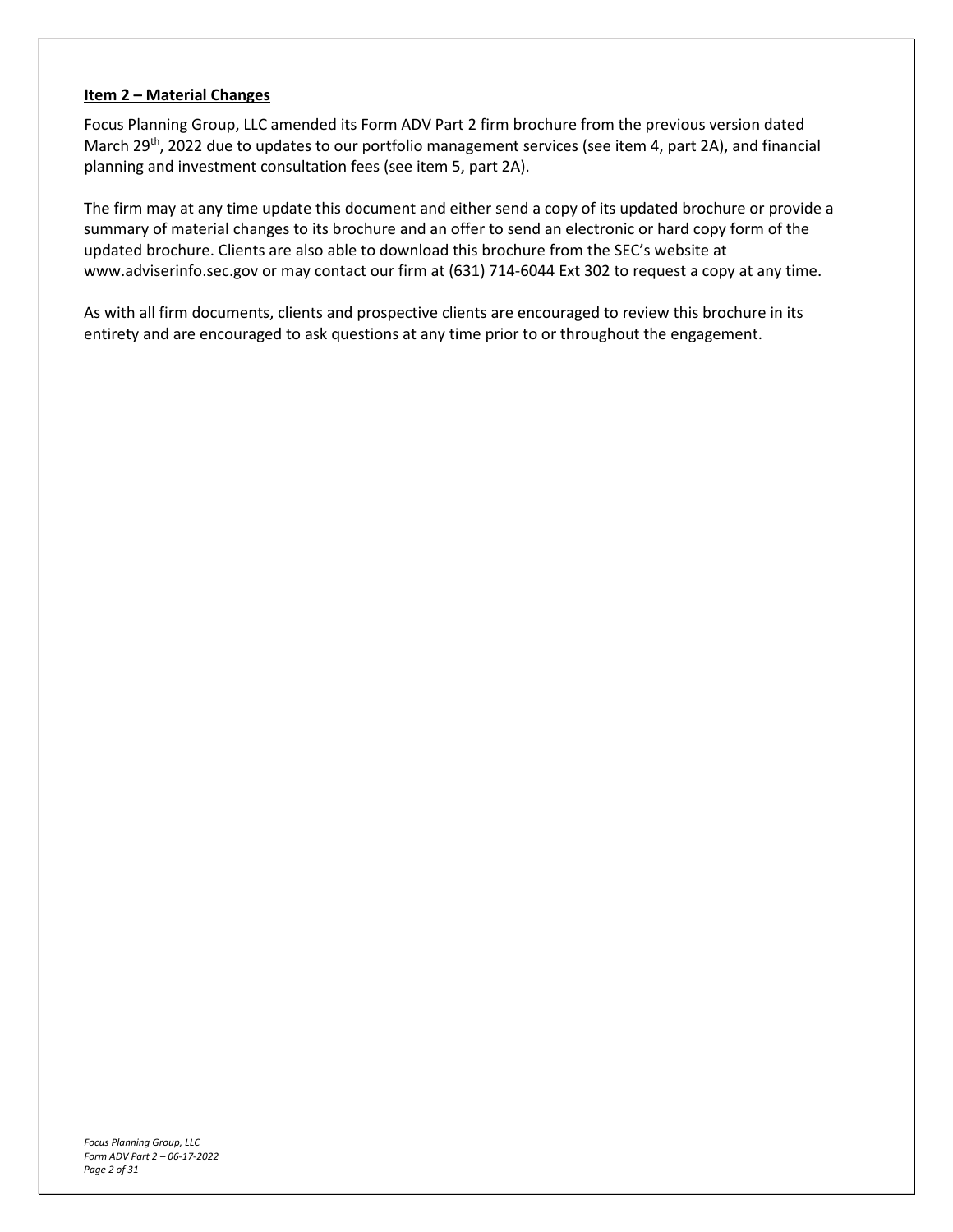## **Item 2 – Material Changes**

Focus Planning Group, LLC amended its Form ADV Part 2 firm brochure from the previous version dated March 29th, 2022 due to updates to our portfolio management services (see item 4, part 2A), and financial planning and investment consultation fees (see item 5, part 2A).

The firm may at any time update this document and either send a copy of its updated brochure or provide a summary of material changes to its brochure and an offer to send an electronic or hard copy form of the updated brochure. Clients are also able to download this brochure from the SEC's website at www.adviserinfo.sec.gov or may contact our firm at (631) 714-6044 Ext 302 to request a copy at any time.

As with all firm documents, clients and prospective clients are encouraged to review this brochure in its entirety and are encouraged to ask questions at any time prior to or throughout the engagement.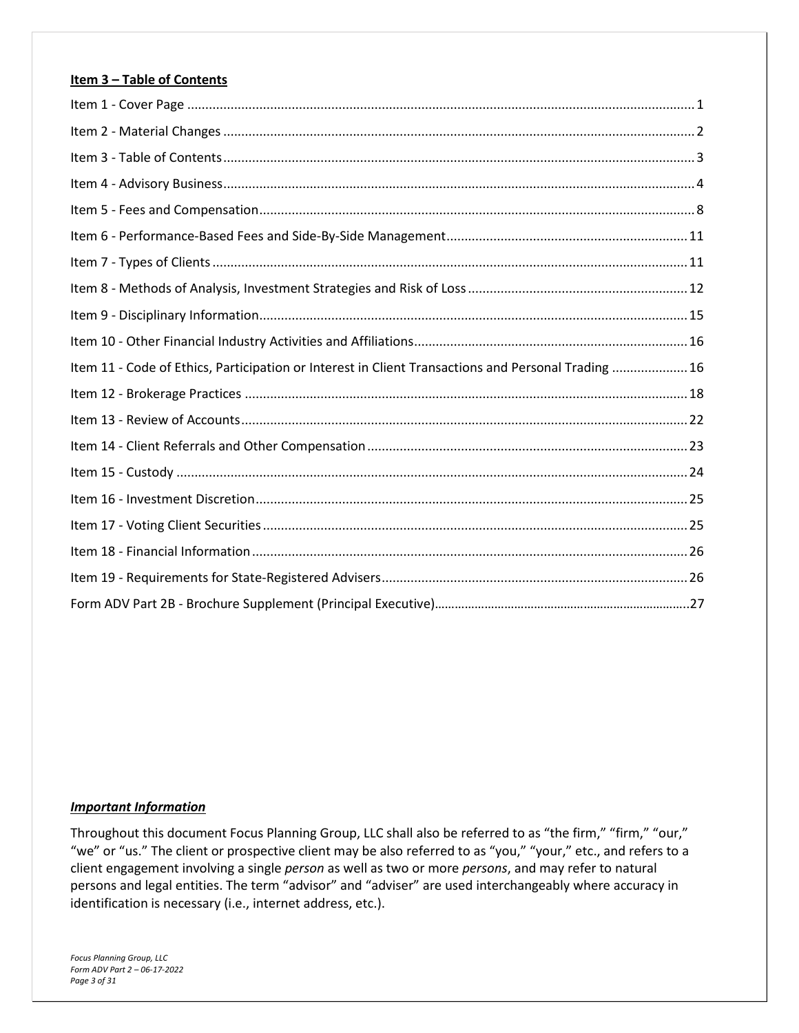## Item 3 – Table of Contents

| | |
|---|---|
| Item 1 - Cover Page | 1 |
| Item 2 - Material Changes | 2 |
| Item 3 - Table of Contents | 3 |
| Item 4 - Advisory Business | 4 |
| Item 5 - Fees and Compensation | 8 |
| Item 6 - Performance-Based Fees and Side-By-Side Management | 11 |
| Item 7 - Types of Clients | 11 |
| Item 8 - Methods of Analysis, Investment Strategies and Risk of Loss | 12 |
| Item 9 - Disciplinary Information | 15 |
| Item 10 - Other Financial Industry Activities and Affiliations | 16 |
| Item 11 - Code of Ethics, Participation or Interest in Client Transactions and Personal Trading | 16 |
| Item 12 - Brokerage Practices | 18 |
| Item 13 - Review of Accounts | 22 |
| Item 14 - Client Referrals and Other Compensation | 23 |
| Item 15 - Custody | 24 |
| Item 16 - Investment Discretion | 25 |
| Item 17 - Voting Client Securities | 25 |
| Item 18 - Financial Information | 26 |
| Item 19 - Requirements for State-Registered Advisers | 26 |
| Form ADV Part 2B - Brochure Supplement (Principal Executive) | 27 |

### *Important Information*

Throughout this document Focus Planning Group, LLC shall also be referred to as "the firm," "firm," "our," "we" or "us." The client or prospective client may be also referred to as "you," "your," etc., and refers to a client engagement involving a single *person* as well as two or more *persons*, and may refer to natural persons and legal entities. The term "advisor" and "adviser" are used interchangeably where accuracy in identification is necessary (i.e., internet address, etc.).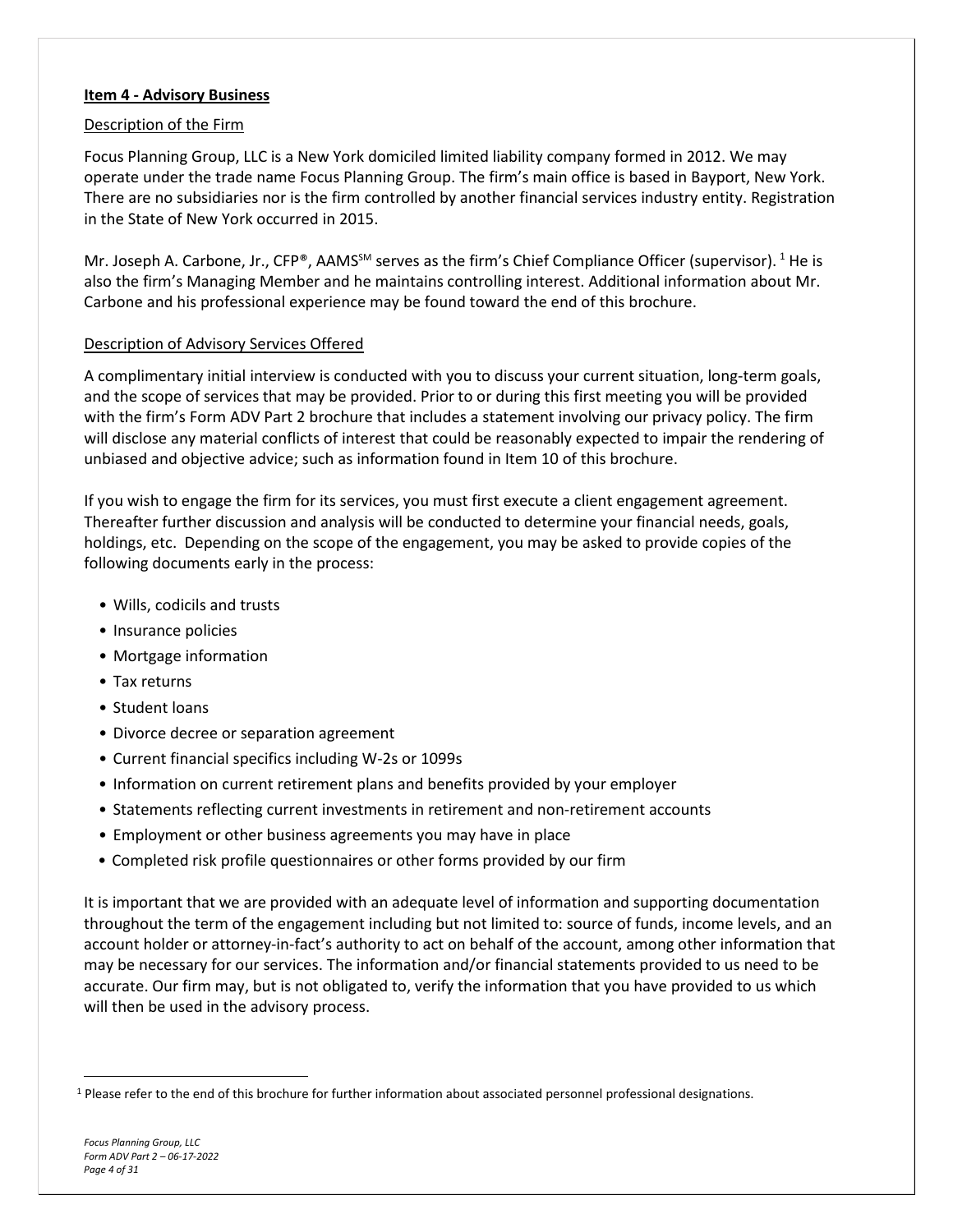## Item 4 - Advisory Business

Description of the Firm

Focus Planning Group, LLC is a New York domiciled limited liability company formed in 2012. We may operate under the trade name Focus Planning Group. The firm's main office is based in Bayport, New York. There are no subsidiaries nor is the firm controlled by another financial services industry entity. Registration in the State of New York occurred in 2015.

Mr. Joseph A. Carbone, Jr., CFP®, AAMS℠ serves as the firm's Chief Compliance Officer (supervisor). [1] He is also the firm's Managing Member and he maintains controlling interest. Additional information about Mr. Carbone and his professional experience may be found toward the end of this brochure.

Description of Advisory Services Offered

A complimentary initial interview is conducted with you to discuss your current situation, long-term goals, and the scope of services that may be provided. Prior to or during this first meeting you will be provided with the firm's Form ADV Part 2 brochure that includes a statement involving our privacy policy. The firm will disclose any material conflicts of interest that could be reasonably expected to impair the rendering of unbiased and objective advice; such as information found in Item 10 of this brochure.

If you wish to engage the firm for its services, you must first execute a client engagement agreement. Thereafter further discussion and analysis will be conducted to determine your financial needs, goals, holdings, etc. Depending on the scope of the engagement, you may be asked to provide copies of the following documents early in the process:

- Wills, codicils and trusts
- Insurance policies
- Mortgage information
- Tax returns
- Student loans
- Divorce decree or separation agreement
- Current financial specifics including W-2s or 1099s
- Information on current retirement plans and benefits provided by your employer
- Statements reflecting current investments in retirement and non-retirement accounts
- Employment or other business agreements you may have in place
- Completed risk profile questionnaires or other forms provided by our firm

It is important that we are provided with an adequate level of information and supporting documentation throughout the term of the engagement including but not limited to: source of funds, income levels, and an account holder or attorney-in-fact's authority to act on behalf of the account, among other information that may be necessary for our services. The information and/or financial statements provided to us need to be accurate. Our firm may, but is not obligated to, verify the information that you have provided to us which will then be used in the advisory process.

[1] Please refer to the end of this brochure for further information about associated personnel professional designations.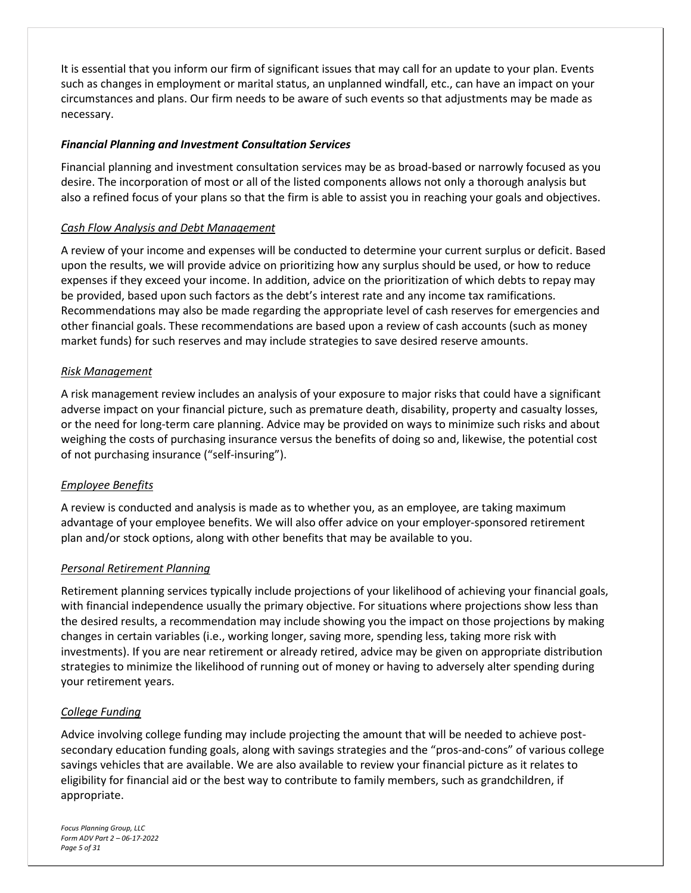It is essential that you inform our firm of significant issues that may call for an update to your plan. Events such as changes in employment or marital status, an unplanned windfall, etc., can have an impact on your circumstances and plans. Our firm needs to be aware of such events so that adjustments may be made as necessary.

### ***Financial Planning and Investment Consultation Services***

Financial planning and investment consultation services may be as broad-based or narrowly focused as you desire. The incorporation of most or all of the listed components allows not only a thorough analysis but also a refined focus of your plans so that the firm is able to assist you in reaching your goals and objectives.

#### Cash Flow Analysis and Debt Management

A review of your income and expenses will be conducted to determine your current surplus or deficit. Based upon the results, we will provide advice on prioritizing how any surplus should be used, or how to reduce expenses if they exceed your income. In addition, advice on the prioritization of which debts to repay may be provided, based upon such factors as the debt's interest rate and any income tax ramifications. Recommendations may also be made regarding the appropriate level of cash reserves for emergencies and other financial goals. These recommendations are based upon a review of cash accounts (such as money market funds) for such reserves and may include strategies to save desired reserve amounts.

#### Risk Management

A risk management review includes an analysis of your exposure to major risks that could have a significant adverse impact on your financial picture, such as premature death, disability, property and casualty losses, or the need for long-term care planning. Advice may be provided on ways to minimize such risks and about weighing the costs of purchasing insurance versus the benefits of doing so and, likewise, the potential cost of not purchasing insurance ("self-insuring").

#### Employee Benefits

A review is conducted and analysis is made as to whether you, as an employee, are taking maximum advantage of your employee benefits. We will also offer advice on your employer-sponsored retirement plan and/or stock options, along with other benefits that may be available to you.

#### Personal Retirement Planning

Retirement planning services typically include projections of your likelihood of achieving your financial goals, with financial independence usually the primary objective. For situations where projections show less than the desired results, a recommendation may include showing you the impact on those projections by making changes in certain variables (i.e., working longer, saving more, spending less, taking more risk with investments). If you are near retirement or already retired, advice may be given on appropriate distribution strategies to minimize the likelihood of running out of money or having to adversely alter spending during your retirement years.

#### College Funding

Advice involving college funding may include projecting the amount that will be needed to achieve post-secondary education funding goals, along with savings strategies and the "pros-and-cons" of various college savings vehicles that are available. We are also available to review your financial picture as it relates to eligibility for financial aid or the best way to contribute to family members, such as grandchildren, if appropriate.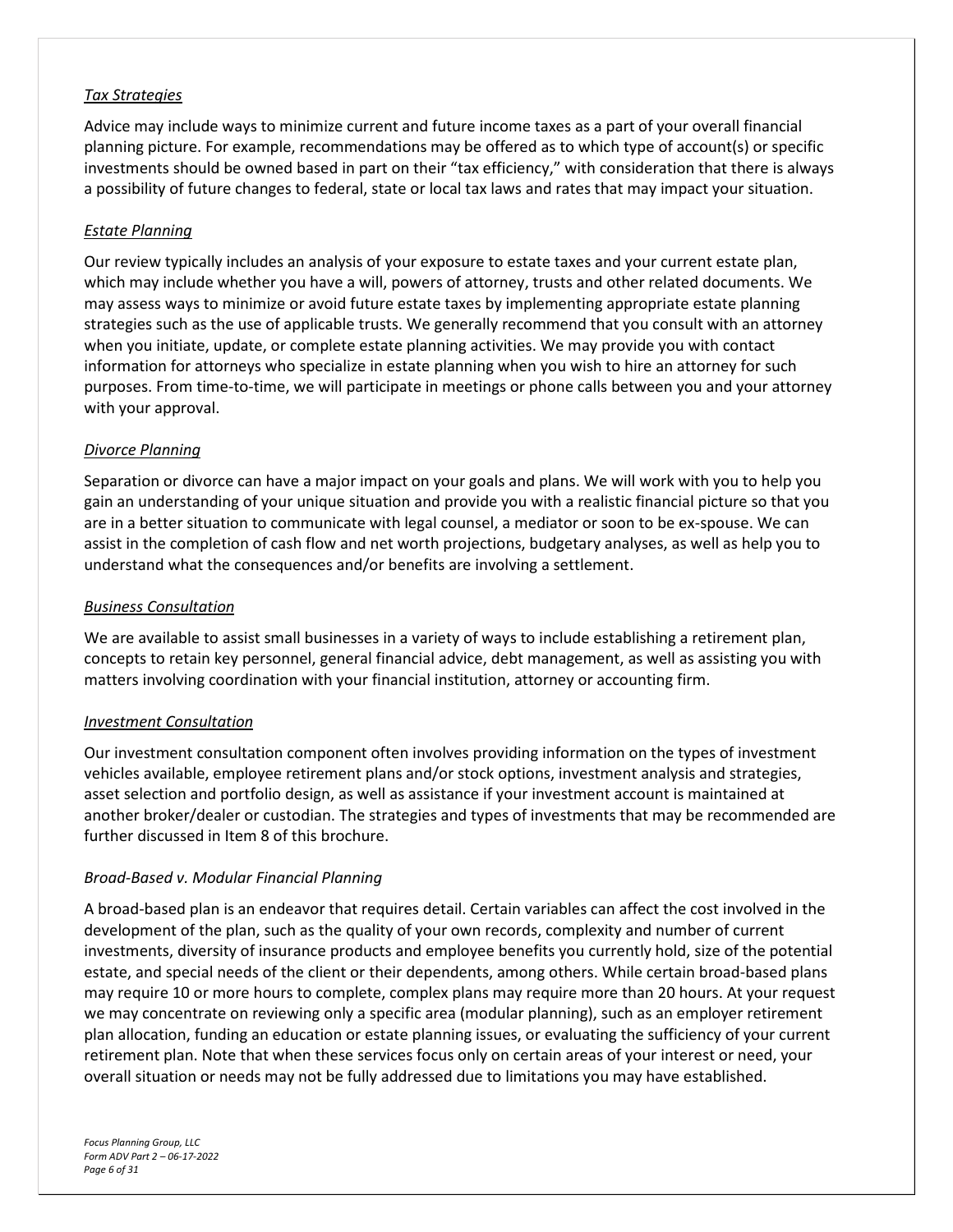*Tax Strategies*

Advice may include ways to minimize current and future income taxes as a part of your overall financial planning picture. For example, recommendations may be offered as to which type of account(s) or specific investments should be owned based in part on their "tax efficiency," with consideration that there is always a possibility of future changes to federal, state or local tax laws and rates that may impact your situation.

*Estate Planning*

Our review typically includes an analysis of your exposure to estate taxes and your current estate plan, which may include whether you have a will, powers of attorney, trusts and other related documents. We may assess ways to minimize or avoid future estate taxes by implementing appropriate estate planning strategies such as the use of applicable trusts. We generally recommend that you consult with an attorney when you initiate, update, or complete estate planning activities. We may provide you with contact information for attorneys who specialize in estate planning when you wish to hire an attorney for such purposes. From time-to-time, we will participate in meetings or phone calls between you and your attorney with your approval.

*Divorce Planning*

Separation or divorce can have a major impact on your goals and plans. We will work with you to help you gain an understanding of your unique situation and provide you with a realistic financial picture so that you are in a better situation to communicate with legal counsel, a mediator or soon to be ex-spouse. We can assist in the completion of cash flow and net worth projections, budgetary analyses, as well as help you to understand what the consequences and/or benefits are involving a settlement.

*Business Consultation*

We are available to assist small businesses in a variety of ways to include establishing a retirement plan, concepts to retain key personnel, general financial advice, debt management, as well as assisting you with matters involving coordination with your financial institution, attorney or accounting firm.

*Investment Consultation*

Our investment consultation component often involves providing information on the types of investment vehicles available, employee retirement plans and/or stock options, investment analysis and strategies, asset selection and portfolio design, as well as assistance if your investment account is maintained at another broker/dealer or custodian. The strategies and types of investments that may be recommended are further discussed in Item 8 of this brochure.

*Broad-Based v. Modular Financial Planning*

A broad-based plan is an endeavor that requires detail. Certain variables can affect the cost involved in the development of the plan, such as the quality of your own records, complexity and number of current investments, diversity of insurance products and employee benefits you currently hold, size of the potential estate, and special needs of the client or their dependents, among others. While certain broad-based plans may require 10 or more hours to complete, complex plans may require more than 20 hours. At your request we may concentrate on reviewing only a specific area (modular planning), such as an employer retirement plan allocation, funding an education or estate planning issues, or evaluating the sufficiency of your current retirement plan. Note that when these services focus only on certain areas of your interest or need, your overall situation or needs may not be fully addressed due to limitations you may have established.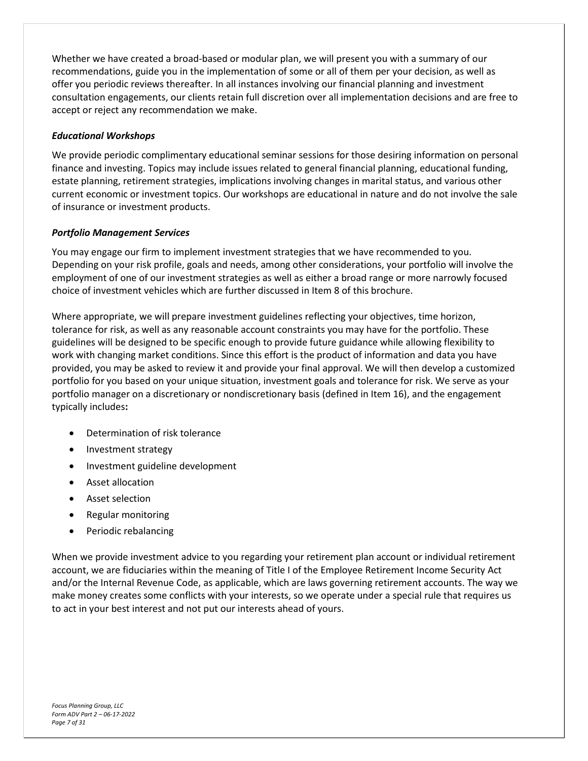Whether we have created a broad-based or modular plan, we will present you with a summary of our recommendations, guide you in the implementation of some or all of them per your decision, as well as offer you periodic reviews thereafter. In all instances involving our financial planning and investment consultation engagements, our clients retain full discretion over all implementation decisions and are free to accept or reject any recommendation we make.

***Educational Workshops***

We provide periodic complimentary educational seminar sessions for those desiring information on personal finance and investing. Topics may include issues related to general financial planning, educational funding, estate planning, retirement strategies, implications involving changes in marital status, and various other current economic or investment topics. Our workshops are educational in nature and do not involve the sale of insurance or investment products.

***Portfolio Management Services***

You may engage our firm to implement investment strategies that we have recommended to you. Depending on your risk profile, goals and needs, among other considerations, your portfolio will involve the employment of one of our investment strategies as well as either a broad range or more narrowly focused choice of investment vehicles which are further discussed in Item 8 of this brochure.

Where appropriate, we will prepare investment guidelines reflecting your objectives, time horizon, tolerance for risk, as well as any reasonable account constraints you may have for the portfolio. These guidelines will be designed to be specific enough to provide future guidance while allowing flexibility to work with changing market conditions. Since this effort is the product of information and data you have provided, you may be asked to review it and provide your final approval. We will then develop a customized portfolio for you based on your unique situation, investment goals and tolerance for risk. We serve as your portfolio manager on a discretionary or nondiscretionary basis (defined in Item 16), and the engagement typically includes**:**

- Determination of risk tolerance
- Investment strategy
- Investment guideline development
- Asset allocation
- Asset selection
- Regular monitoring
- Periodic rebalancing

When we provide investment advice to you regarding your retirement plan account or individual retirement account, we are fiduciaries within the meaning of Title I of the Employee Retirement Income Security Act and/or the Internal Revenue Code, as applicable, which are laws governing retirement accounts. The way we make money creates some conflicts with your interests, so we operate under a special rule that requires us to act in your best interest and not put our interests ahead of yours.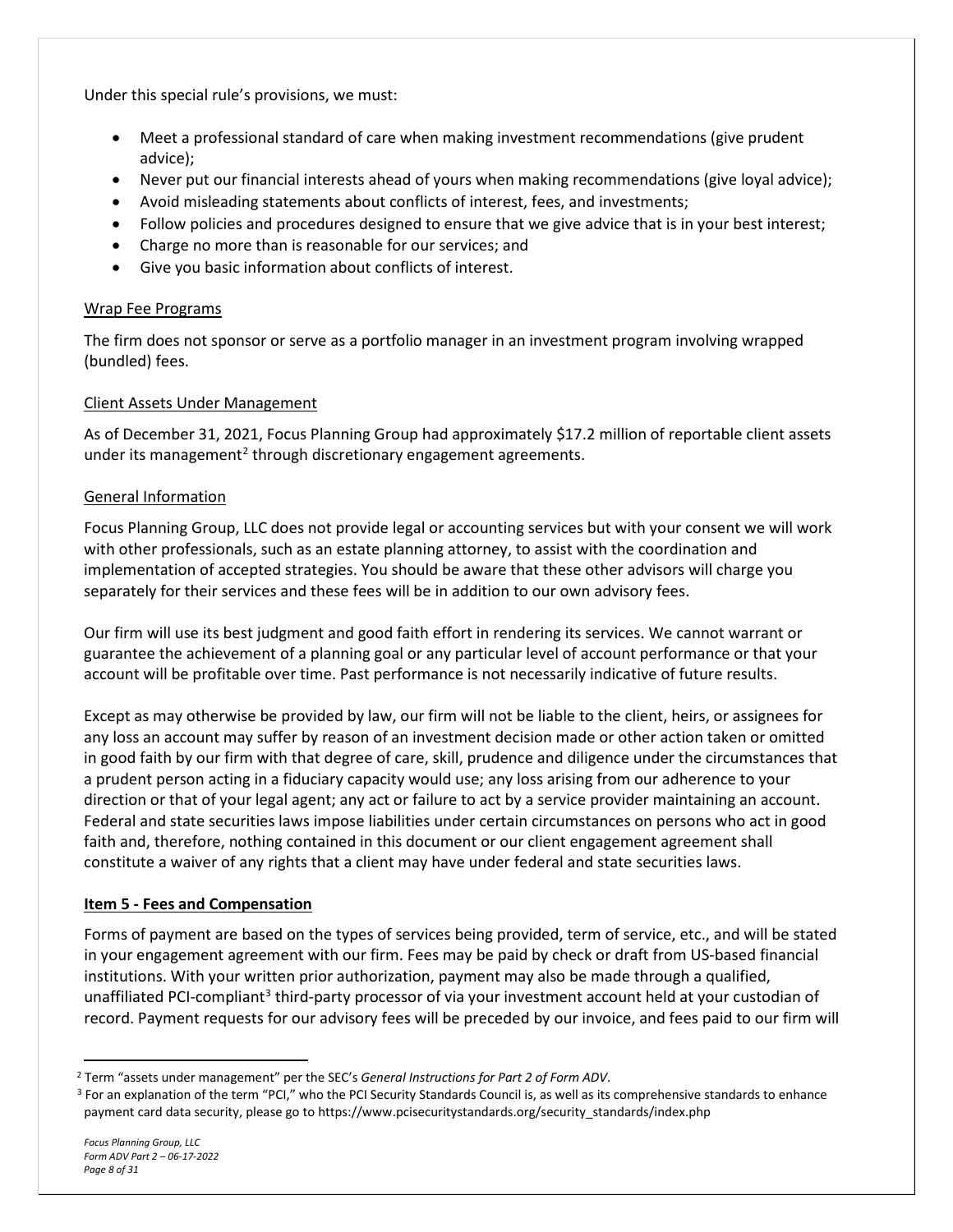Under this special rule's provisions, we must:

- Meet a professional standard of care when making investment recommendations (give prudent advice);
- Never put our financial interests ahead of yours when making recommendations (give loyal advice);
- Avoid misleading statements about conflicts of interest, fees, and investments;
- Follow policies and procedures designed to ensure that we give advice that is in your best interest;
- Charge no more than is reasonable for our services; and
- Give you basic information about conflicts of interest.

Wrap Fee Programs

The firm does not sponsor or serve as a portfolio manager in an investment program involving wrapped (bundled) fees.

Client Assets Under Management

As of December 31, 2021, Focus Planning Group had approximately $17.2 million of reportable client assets under its management[2] through discretionary engagement agreements.

General Information

Focus Planning Group, LLC does not provide legal or accounting services but with your consent we will work with other professionals, such as an estate planning attorney, to assist with the coordination and implementation of accepted strategies. You should be aware that these other advisors will charge you separately for their services and these fees will be in addition to our own advisory fees.

Our firm will use its best judgment and good faith effort in rendering its services. We cannot warrant or guarantee the achievement of a planning goal or any particular level of account performance or that your account will be profitable over time. Past performance is not necessarily indicative of future results.

Except as may otherwise be provided by law, our firm will not be liable to the client, heirs, or assignees for any loss an account may suffer by reason of an investment decision made or other action taken or omitted in good faith by our firm with that degree of care, skill, prudence and diligence under the circumstances that a prudent person acting in a fiduciary capacity would use; any loss arising from our adherence to your direction or that of your legal agent; any act or failure to act by a service provider maintaining an account. Federal and state securities laws impose liabilities under certain circumstances on persons who act in good faith and, therefore, nothing contained in this document or our client engagement agreement shall constitute a waiver of any rights that a client may have under federal and state securities laws.

## Item 5 - Fees and Compensation

Forms of payment are based on the types of services being provided, term of service, etc., and will be stated in your engagement agreement with our firm. Fees may be paid by check or draft from US-based financial institutions. With your written prior authorization, payment may also be made through a qualified, unaffiliated PCI-compliant[3] third-party processor of via your investment account held at your custodian of record. Payment requests for our advisory fees will be preceded by our invoice, and fees paid to our firm will

[2] Term "assets under management" per the SEC's *General Instructions for Part 2 of Form ADV*.

[3] For an explanation of the term "PCI," who the PCI Security Standards Council is, as well as its comprehensive standards to enhance payment card data security, please go to https://www.pcisecuritystandards.org/security_standards/index.php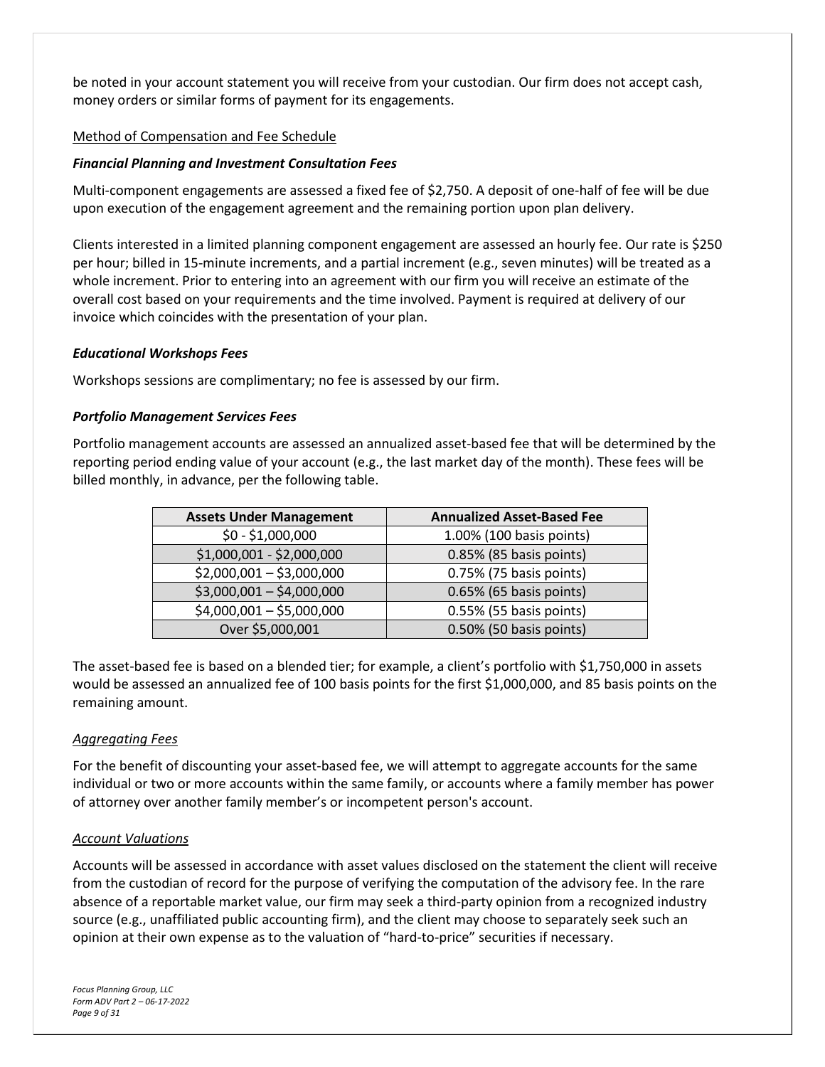be noted in your account statement you will receive from your custodian. Our firm does not accept cash, money orders or similar forms of payment for its engagements.

Method of Compensation and Fee Schedule

***Financial Planning and Investment Consultation Fees***

Multi-component engagements are assessed a fixed fee of $2,750. A deposit of one-half of fee will be due upon execution of the engagement agreement and the remaining portion upon plan delivery.

Clients interested in a limited planning component engagement are assessed an hourly fee. Our rate is $250 per hour; billed in 15-minute increments, and a partial increment (e.g., seven minutes) will be treated as a whole increment. Prior to entering into an agreement with our firm you will receive an estimate of the overall cost based on your requirements and the time involved. Payment is required at delivery of our invoice which coincides with the presentation of your plan.

***Educational Workshops Fees***

Workshops sessions are complimentary; no fee is assessed by our firm.

***Portfolio Management Services Fees***

Portfolio management accounts are assessed an annualized asset-based fee that will be determined by the reporting period ending value of your account (e.g., the last market day of the month). These fees will be billed monthly, in advance, per the following table.

| Assets Under Management | Annualized Asset-Based Fee |
|---|---|
| $0 - $1,000,000 | 1.00% (100 basis points) |
| $1,000,001 - $2,000,000 | 0.85% (85 basis points) |
| $2,000,001 – $3,000,000 | 0.75% (75 basis points) |
| $3,000,001 – $4,000,000 | 0.65% (65 basis points) |
| $4,000,001 – $5,000,000 | 0.55% (55 basis points) |
| Over $5,000,001 | 0.50% (50 basis points) |

The asset-based fee is based on a blended tier; for example, a client's portfolio with $1,750,000 in assets would be assessed an annualized fee of 100 basis points for the first $1,000,000, and 85 basis points on the remaining amount.

*Aggregating Fees*

For the benefit of discounting your asset-based fee, we will attempt to aggregate accounts for the same individual or two or more accounts within the same family, or accounts where a family member has power of attorney over another family member's or incompetent person's account.

*Account Valuations*

Accounts will be assessed in accordance with asset values disclosed on the statement the client will receive from the custodian of record for the purpose of verifying the computation of the advisory fee. In the rare absence of a reportable market value, our firm may seek a third-party opinion from a recognized industry source (e.g., unaffiliated public accounting firm), and the client may choose to separately seek such an opinion at their own expense as to the valuation of "hard-to-price" securities if necessary.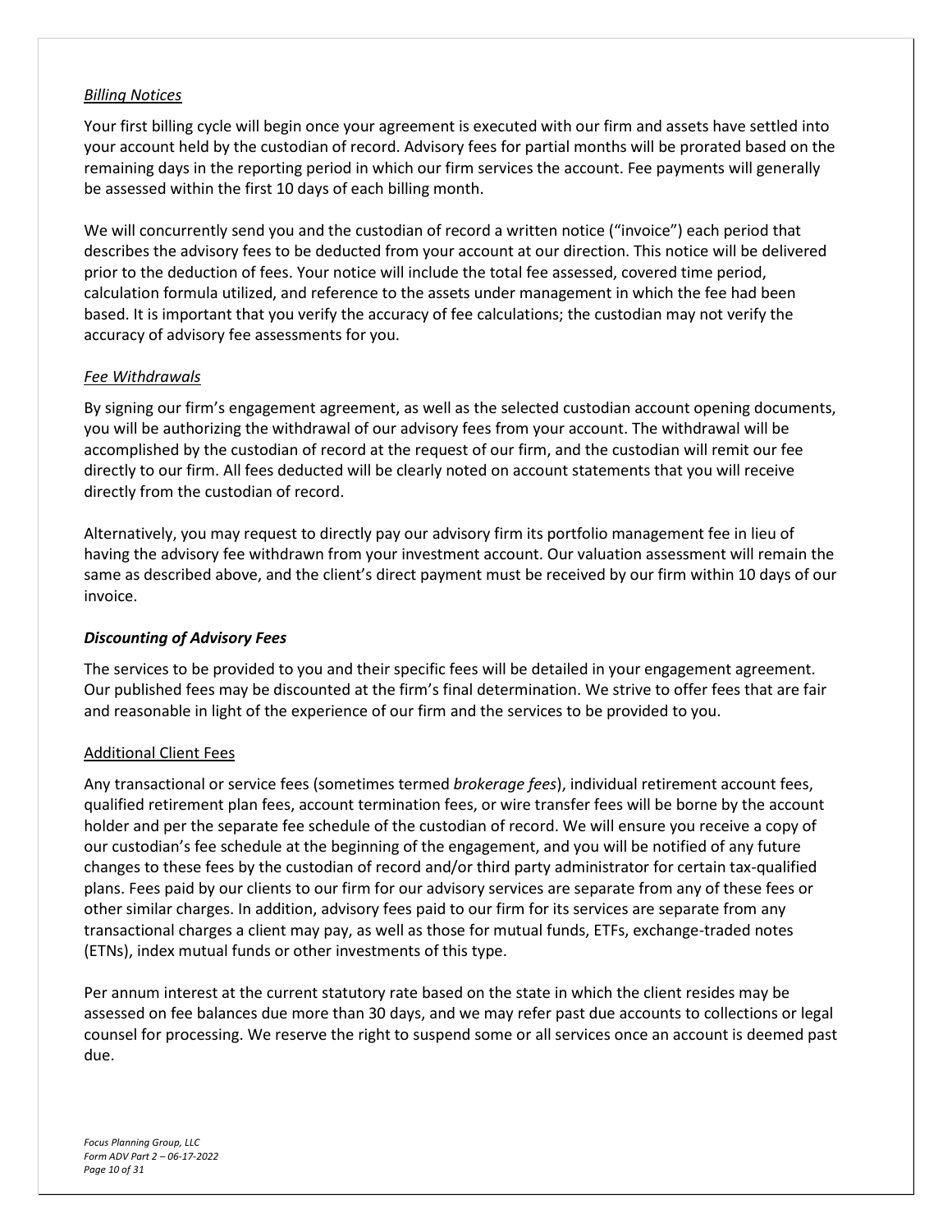*Billing Notices*

Your first billing cycle will begin once your agreement is executed with our firm and assets have settled into your account held by the custodian of record. Advisory fees for partial months will be prorated based on the remaining days in the reporting period in which our firm services the account. Fee payments will generally be assessed within the first 10 days of each billing month.

We will concurrently send you and the custodian of record a written notice ("invoice") each period that describes the advisory fees to be deducted from your account at our direction. This notice will be delivered prior to the deduction of fees. Your notice will include the total fee assessed, covered time period, calculation formula utilized, and reference to the assets under management in which the fee had been based. It is important that you verify the accuracy of fee calculations; the custodian may not verify the accuracy of advisory fee assessments for you.

*Fee Withdrawals*

By signing our firm's engagement agreement, as well as the selected custodian account opening documents, you will be authorizing the withdrawal of our advisory fees from your account. The withdrawal will be accomplished by the custodian of record at the request of our firm, and the custodian will remit our fee directly to our firm. All fees deducted will be clearly noted on account statements that you will receive directly from the custodian of record.

Alternatively, you may request to directly pay our advisory firm its portfolio management fee in lieu of having the advisory fee withdrawn from your investment account. Our valuation assessment will remain the same as described above, and the client's direct payment must be received by our firm within 10 days of our invoice.

***Discounting of Advisory Fees***

The services to be provided to you and their specific fees will be detailed in your engagement agreement. Our published fees may be discounted at the firm's final determination. We strive to offer fees that are fair and reasonable in light of the experience of our firm and the services to be provided to you.

Additional Client Fees

Any transactional or service fees (sometimes termed *brokerage fees*), individual retirement account fees, qualified retirement plan fees, account termination fees, or wire transfer fees will be borne by the account holder and per the separate fee schedule of the custodian of record. We will ensure you receive a copy of our custodian's fee schedule at the beginning of the engagement, and you will be notified of any future changes to these fees by the custodian of record and/or third party administrator for certain tax-qualified plans. Fees paid by our clients to our firm for our advisory services are separate from any of these fees or other similar charges. In addition, advisory fees paid to our firm for its services are separate from any transactional charges a client may pay, as well as those for mutual funds, ETFs, exchange-traded notes (ETNs), index mutual funds or other investments of this type.

Per annum interest at the current statutory rate based on the state in which the client resides may be assessed on fee balances due more than 30 days, and we may refer past due accounts to collections or legal counsel for processing. We reserve the right to suspend some or all services once an account is deemed past due.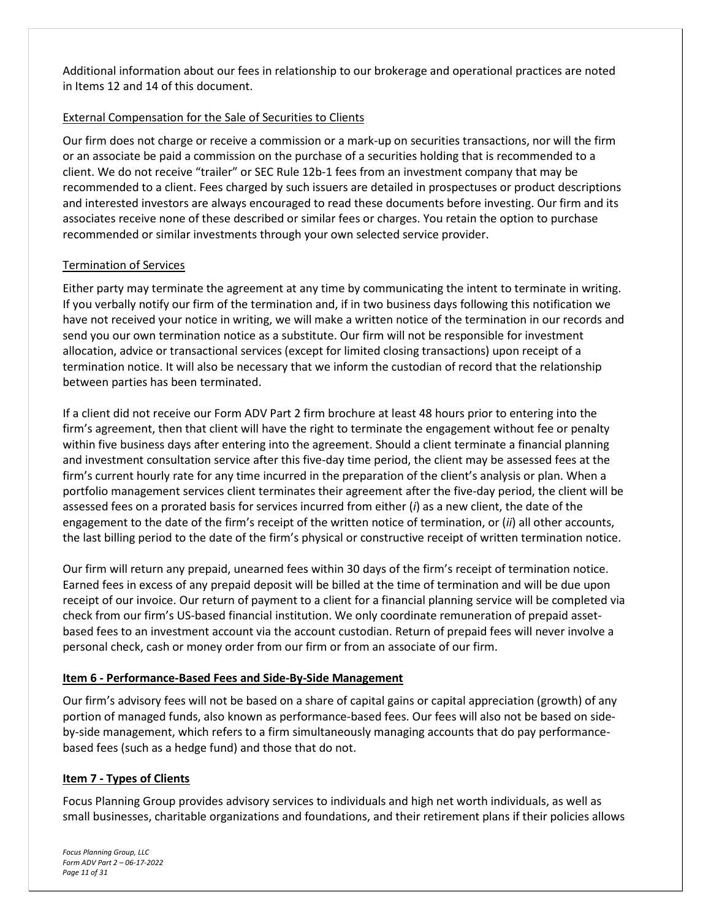Additional information about our fees in relationship to our brokerage and operational practices are noted in Items 12 and 14 of this document.

<u>External Compensation for the Sale of Securities to Clients</u>

Our firm does not charge or receive a commission or a mark-up on securities transactions, nor will the firm or an associate be paid a commission on the purchase of a securities holding that is recommended to a client. We do not receive "trailer" or SEC Rule 12b-1 fees from an investment company that may be recommended to a client. Fees charged by such issuers are detailed in prospectuses or product descriptions and interested investors are always encouraged to read these documents before investing. Our firm and its associates receive none of these described or similar fees or charges. You retain the option to purchase recommended or similar investments through your own selected service provider.

<u>Termination of Services</u>

Either party may terminate the agreement at any time by communicating the intent to terminate in writing. If you verbally notify our firm of the termination and, if in two business days following this notification we have not received your notice in writing, we will make a written notice of the termination in our records and send you our own termination notice as a substitute. Our firm will not be responsible for investment allocation, advice or transactional services (except for limited closing transactions) upon receipt of a termination notice. It will also be necessary that we inform the custodian of record that the relationship between parties has been terminated.

If a client did not receive our Form ADV Part 2 firm brochure at least 48 hours prior to entering into the firm's agreement, then that client will have the right to terminate the engagement without fee or penalty within five business days after entering into the agreement. Should a client terminate a financial planning and investment consultation service after this five-day time period, the client may be assessed fees at the firm's current hourly rate for any time incurred in the preparation of the client's analysis or plan. When a portfolio management services client terminates their agreement after the five-day period, the client will be assessed fees on a prorated basis for services incurred from either (*i*) as a new client, the date of the engagement to the date of the firm's receipt of the written notice of termination, or (*ii*) all other accounts, the last billing period to the date of the firm's physical or constructive receipt of written termination notice.

Our firm will return any prepaid, unearned fees within 30 days of the firm's receipt of termination notice. Earned fees in excess of any prepaid deposit will be billed at the time of termination and will be due upon receipt of our invoice. Our return of payment to a client for a financial planning service will be completed via check from our firm's US-based financial institution. We only coordinate remuneration of prepaid asset-based fees to an investment account via the account custodian. Return of prepaid fees will never involve a personal check, cash or money order from our firm or from an associate of our firm.

## Item 6 - Performance-Based Fees and Side-By-Side Management

Our firm's advisory fees will not be based on a share of capital gains or capital appreciation (growth) of any portion of managed funds, also known as performance-based fees. Our fees will also not be based on side-by-side management, which refers to a firm simultaneously managing accounts that do pay performance-based fees (such as a hedge fund) and those that do not.

## Item 7 - Types of Clients

Focus Planning Group provides advisory services to individuals and high net worth individuals, as well as small businesses, charitable organizations and foundations, and their retirement plans if their policies allows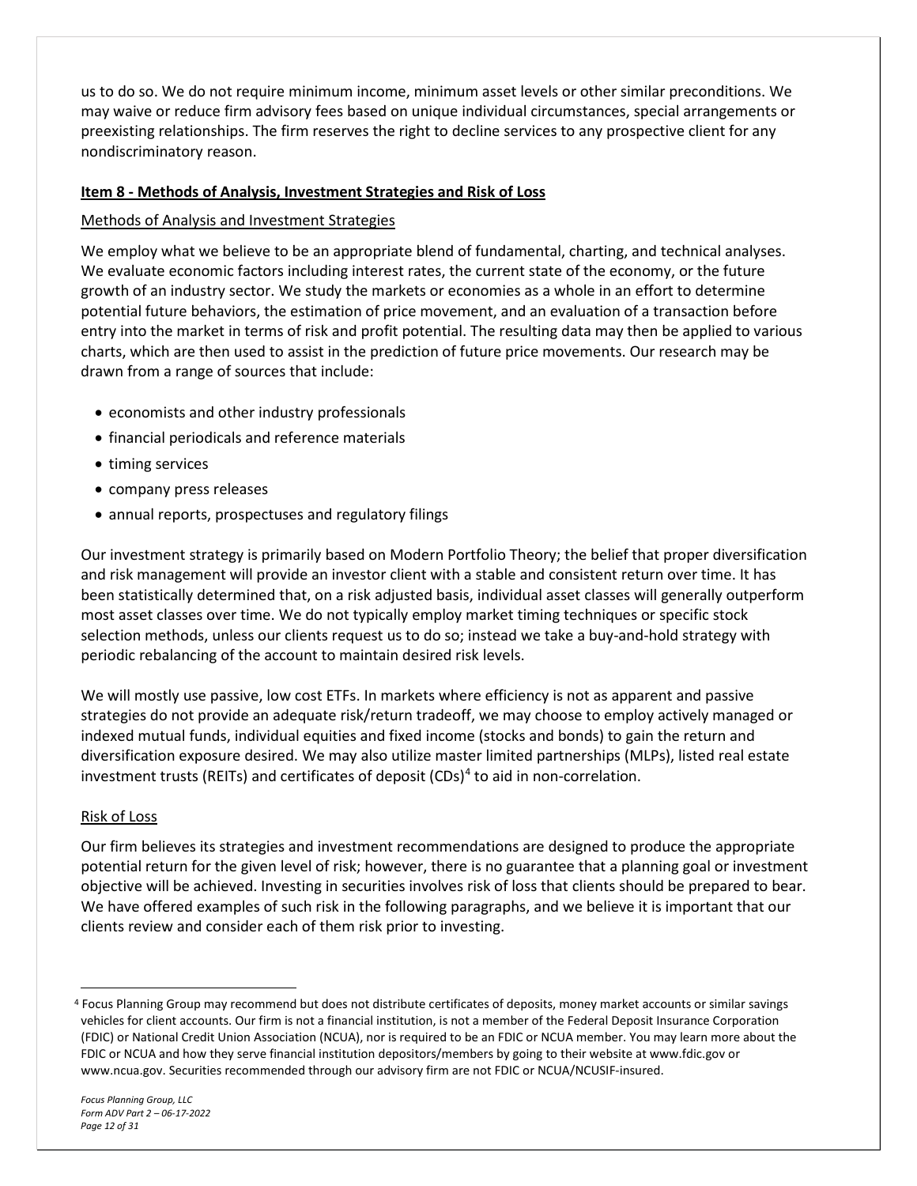us to do so. We do not require minimum income, minimum asset levels or other similar preconditions. We may waive or reduce firm advisory fees based on unique individual circumstances, special arrangements or preexisting relationships. The firm reserves the right to decline services to any prospective client for any nondiscriminatory reason.

## Item 8 - Methods of Analysis, Investment Strategies and Risk of Loss

### Methods of Analysis and Investment Strategies

We employ what we believe to be an appropriate blend of fundamental, charting, and technical analyses. We evaluate economic factors including interest rates, the current state of the economy, or the future growth of an industry sector. We study the markets or economies as a whole in an effort to determine potential future behaviors, the estimation of price movement, and an evaluation of a transaction before entry into the market in terms of risk and profit potential. The resulting data may then be applied to various charts, which are then used to assist in the prediction of future price movements. Our research may be drawn from a range of sources that include:

- economists and other industry professionals
- financial periodicals and reference materials
- timing services
- company press releases
- annual reports, prospectuses and regulatory filings

Our investment strategy is primarily based on Modern Portfolio Theory; the belief that proper diversification and risk management will provide an investor client with a stable and consistent return over time. It has been statistically determined that, on a risk adjusted basis, individual asset classes will generally outperform most asset classes over time. We do not typically employ market timing techniques or specific stock selection methods, unless our clients request us to do so; instead we take a buy-and-hold strategy with periodic rebalancing of the account to maintain desired risk levels.

We will mostly use passive, low cost ETFs. In markets where efficiency is not as apparent and passive strategies do not provide an adequate risk/return tradeoff, we may choose to employ actively managed or indexed mutual funds, individual equities and fixed income (stocks and bonds) to gain the return and diversification exposure desired. We may also utilize master limited partnerships (MLPs), listed real estate investment trusts (REITs) and certificates of deposit (CDs)[4] to aid in non-correlation.

### Risk of Loss

Our firm believes its strategies and investment recommendations are designed to produce the appropriate potential return for the given level of risk; however, there is no guarantee that a planning goal or investment objective will be achieved. Investing in securities involves risk of loss that clients should be prepared to bear. We have offered examples of such risk in the following paragraphs, and we believe it is important that our clients review and consider each of them risk prior to investing.

---

[4] Focus Planning Group may recommend but does not distribute certificates of deposits, money market accounts or similar savings vehicles for client accounts. Our firm is not a financial institution, is not a member of the Federal Deposit Insurance Corporation (FDIC) or National Credit Union Association (NCUA), nor is required to be an FDIC or NCUA member. You may learn more about the FDIC or NCUA and how they serve financial institution depositors/members by going to their website at www.fdic.gov or www.ncua.gov. Securities recommended through our advisory firm are not FDIC or NCUA/NCUSIF-insured.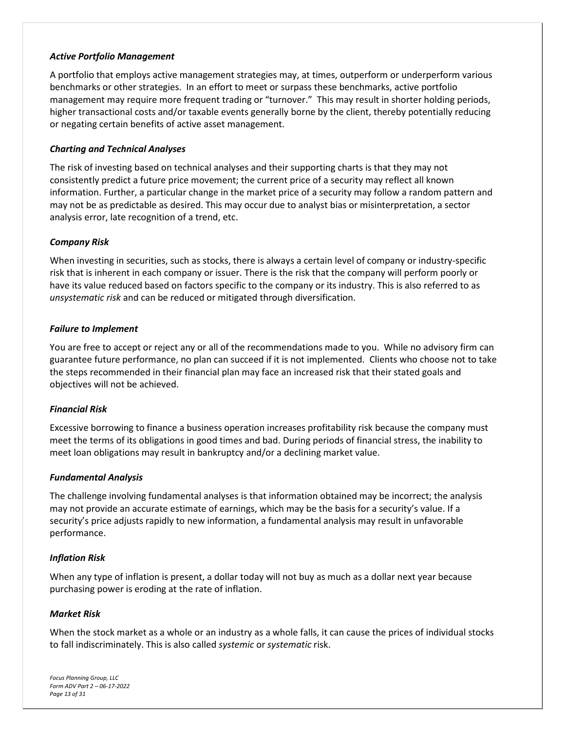***Active Portfolio Management***

A portfolio that employs active management strategies may, at times, outperform or underperform various benchmarks or other strategies. In an effort to meet or surpass these benchmarks, active portfolio management may require more frequent trading or "turnover." This may result in shorter holding periods, higher transactional costs and/or taxable events generally borne by the client, thereby potentially reducing or negating certain benefits of active asset management.

***Charting and Technical Analyses***

The risk of investing based on technical analyses and their supporting charts is that they may not consistently predict a future price movement; the current price of a security may reflect all known information. Further, a particular change in the market price of a security may follow a random pattern and may not be as predictable as desired. This may occur due to analyst bias or misinterpretation, a sector analysis error, late recognition of a trend, etc.

***Company Risk***

When investing in securities, such as stocks, there is always a certain level of company or industry-specific risk that is inherent in each company or issuer. There is the risk that the company will perform poorly or have its value reduced based on factors specific to the company or its industry. This is also referred to as *unsystematic risk* and can be reduced or mitigated through diversification.

***Failure to Implement***

You are free to accept or reject any or all of the recommendations made to you. While no advisory firm can guarantee future performance, no plan can succeed if it is not implemented. Clients who choose not to take the steps recommended in their financial plan may face an increased risk that their stated goals and objectives will not be achieved.

***Financial Risk***

Excessive borrowing to finance a business operation increases profitability risk because the company must meet the terms of its obligations in good times and bad. During periods of financial stress, the inability to meet loan obligations may result in bankruptcy and/or a declining market value.

***Fundamental Analysis***

The challenge involving fundamental analyses is that information obtained may be incorrect; the analysis may not provide an accurate estimate of earnings, which may be the basis for a security's value. If a security's price adjusts rapidly to new information, a fundamental analysis may result in unfavorable performance.

***Inflation Risk***

When any type of inflation is present, a dollar today will not buy as much as a dollar next year because purchasing power is eroding at the rate of inflation.

***Market Risk***

When the stock market as a whole or an industry as a whole falls, it can cause the prices of individual stocks to fall indiscriminately. This is also called *systemic* or *systematic* risk.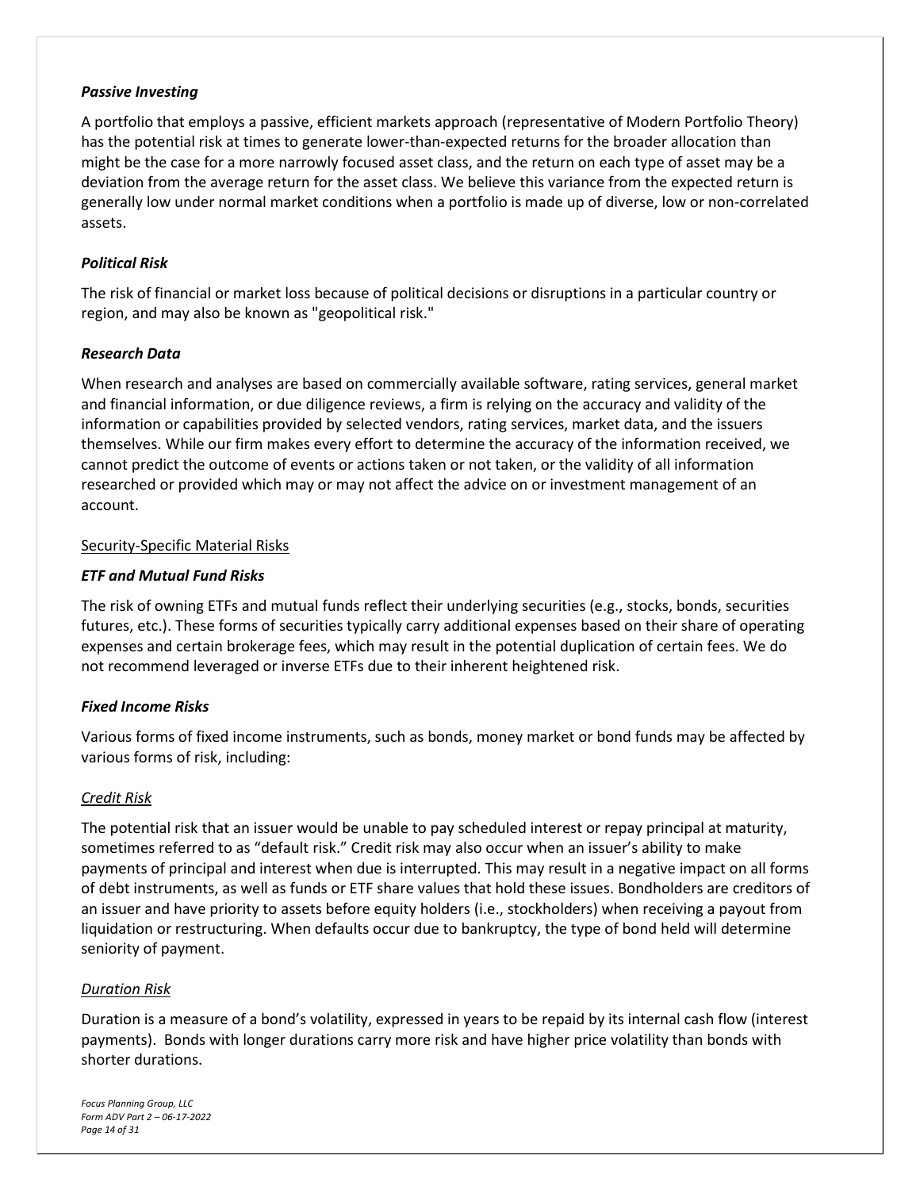### *Passive Investing*

A portfolio that employs a passive, efficient markets approach (representative of Modern Portfolio Theory) has the potential risk at times to generate lower-than-expected returns for the broader allocation than might be the case for a more narrowly focused asset class, and the return on each type of asset may be a deviation from the average return for the asset class. We believe this variance from the expected return is generally low under normal market conditions when a portfolio is made up of diverse, low or non-correlated assets.

### *Political Risk*

The risk of financial or market loss because of political decisions or disruptions in a particular country or region, and may also be known as "geopolitical risk."

### *Research Data*

When research and analyses are based on commercially available software, rating services, general market and financial information, or due diligence reviews, a firm is relying on the accuracy and validity of the information or capabilities provided by selected vendors, rating services, market data, and the issuers themselves. While our firm makes every effort to determine the accuracy of the information received, we cannot predict the outcome of events or actions taken or not taken, or the validity of all information researched or provided which may or may not affect the advice on or investment management of an account.

## Security-Specific Material Risks

### *ETF and Mutual Fund Risks*

The risk of owning ETFs and mutual funds reflect their underlying securities (e.g., stocks, bonds, securities futures, etc.). These forms of securities typically carry additional expenses based on their share of operating expenses and certain brokerage fees, which may result in the potential duplication of certain fees. We do not recommend leveraged or inverse ETFs due to their inherent heightened risk.

### *Fixed Income Risks*

Various forms of fixed income instruments, such as bonds, money market or bond funds may be affected by various forms of risk, including:

#### *Credit Risk*

The potential risk that an issuer would be unable to pay scheduled interest or repay principal at maturity, sometimes referred to as "default risk." Credit risk may also occur when an issuer's ability to make payments of principal and interest when due is interrupted. This may result in a negative impact on all forms of debt instruments, as well as funds or ETF share values that hold these issues. Bondholders are creditors of an issuer and have priority to assets before equity holders (i.e., stockholders) when receiving a payout from liquidation or restructuring. When defaults occur due to bankruptcy, the type of bond held will determine seniority of payment.

#### *Duration Risk*

Duration is a measure of a bond's volatility, expressed in years to be repaid by its internal cash flow (interest payments). Bonds with longer durations carry more risk and have higher price volatility than bonds with shorter durations.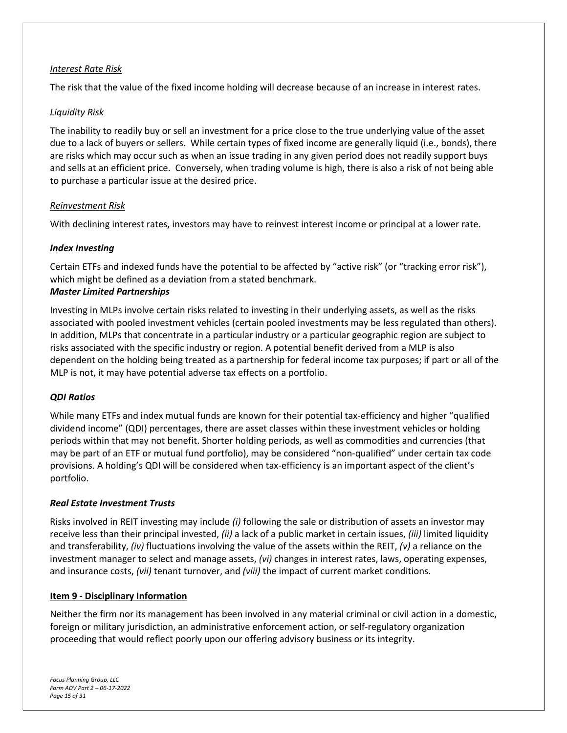*Interest Rate Risk*

The risk that the value of the fixed income holding will decrease because of an increase in interest rates.

*Liquidity Risk*

The inability to readily buy or sell an investment for a price close to the true underlying value of the asset due to a lack of buyers or sellers. While certain types of fixed income are generally liquid (i.e., bonds), there are risks which may occur such as when an issue trading in any given period does not readily support buys and sells at an efficient price. Conversely, when trading volume is high, there is also a risk of not being able to purchase a particular issue at the desired price.

*Reinvestment Risk*

With declining interest rates, investors may have to reinvest interest income or principal at a lower rate.

***Index Investing***

Certain ETFs and indexed funds have the potential to be affected by "active risk" (or "tracking error risk"), which might be defined as a deviation from a stated benchmark.

***Master Limited Partnerships***

Investing in MLPs involve certain risks related to investing in their underlying assets, as well as the risks associated with pooled investment vehicles (certain pooled investments may be less regulated than others). In addition, MLPs that concentrate in a particular industry or a particular geographic region are subject to risks associated with the specific industry or region. A potential benefit derived from a MLP is also dependent on the holding being treated as a partnership for federal income tax purposes; if part or all of the MLP is not, it may have potential adverse tax effects on a portfolio.

***QDI Ratios***

While many ETFs and index mutual funds are known for their potential tax-efficiency and higher "qualified dividend income" (QDI) percentages, there are asset classes within these investment vehicles or holding periods within that may not benefit. Shorter holding periods, as well as commodities and currencies (that may be part of an ETF or mutual fund portfolio), may be considered "non-qualified" under certain tax code provisions. A holding's QDI will be considered when tax-efficiency is an important aspect of the client's portfolio.

***Real Estate Investment Trusts***

Risks involved in REIT investing may include *(i)* following the sale or distribution of assets an investor may receive less than their principal invested, *(ii)* a lack of a public market in certain issues, *(iii)* limited liquidity and transferability, *(iv)* fluctuations involving the value of the assets within the REIT, *(v)* a reliance on the investment manager to select and manage assets, *(vi)* changes in interest rates, laws, operating expenses, and insurance costs, *(vii)* tenant turnover, and *(viii)* the impact of current market conditions.

## Item 9 - Disciplinary Information

Neither the firm nor its management has been involved in any material criminal or civil action in a domestic, foreign or military jurisdiction, an administrative enforcement action, or self-regulatory organization proceeding that would reflect poorly upon our offering advisory business or its integrity.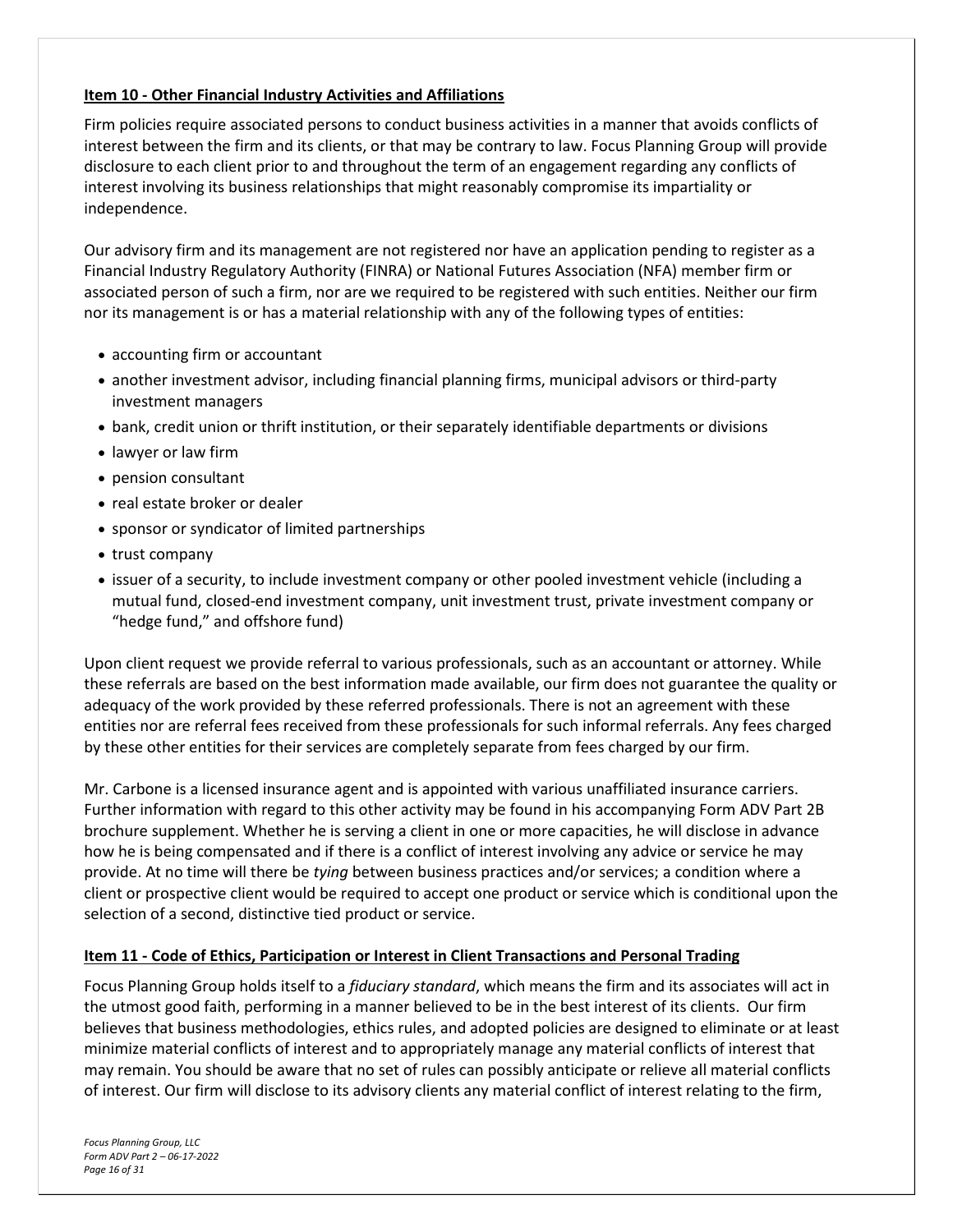## Item 10 - Other Financial Industry Activities and Affiliations

Firm policies require associated persons to conduct business activities in a manner that avoids conflicts of interest between the firm and its clients, or that may be contrary to law. Focus Planning Group will provide disclosure to each client prior to and throughout the term of an engagement regarding any conflicts of interest involving its business relationships that might reasonably compromise its impartiality or independence.

Our advisory firm and its management are not registered nor have an application pending to register as a Financial Industry Regulatory Authority (FINRA) or National Futures Association (NFA) member firm or associated person of such a firm, nor are we required to be registered with such entities. Neither our firm nor its management is or has a material relationship with any of the following types of entities:

- accounting firm or accountant
- another investment advisor, including financial planning firms, municipal advisors or third-party investment managers
- bank, credit union or thrift institution, or their separately identifiable departments or divisions
- lawyer or law firm
- pension consultant
- real estate broker or dealer
- sponsor or syndicator of limited partnerships
- trust company
- issuer of a security, to include investment company or other pooled investment vehicle (including a mutual fund, closed-end investment company, unit investment trust, private investment company or "hedge fund," and offshore fund)

Upon client request we provide referral to various professionals, such as an accountant or attorney. While these referrals are based on the best information made available, our firm does not guarantee the quality or adequacy of the work provided by these referred professionals. There is not an agreement with these entities nor are referral fees received from these professionals for such informal referrals. Any fees charged by these other entities for their services are completely separate from fees charged by our firm.

Mr. Carbone is a licensed insurance agent and is appointed with various unaffiliated insurance carriers. Further information with regard to this other activity may be found in his accompanying Form ADV Part 2B brochure supplement. Whether he is serving a client in one or more capacities, he will disclose in advance how he is being compensated and if there is a conflict of interest involving any advice or service he may provide. At no time will there be *tying* between business practices and/or services; a condition where a client or prospective client would be required to accept one product or service which is conditional upon the selection of a second, distinctive tied product or service.

## Item 11 - Code of Ethics, Participation or Interest in Client Transactions and Personal Trading

Focus Planning Group holds itself to a *fiduciary standard*, which means the firm and its associates will act in the utmost good faith, performing in a manner believed to be in the best interest of its clients. Our firm believes that business methodologies, ethics rules, and adopted policies are designed to eliminate or at least minimize material conflicts of interest and to appropriately manage any material conflicts of interest that may remain. You should be aware that no set of rules can possibly anticipate or relieve all material conflicts of interest. Our firm will disclose to its advisory clients any material conflict of interest relating to the firm,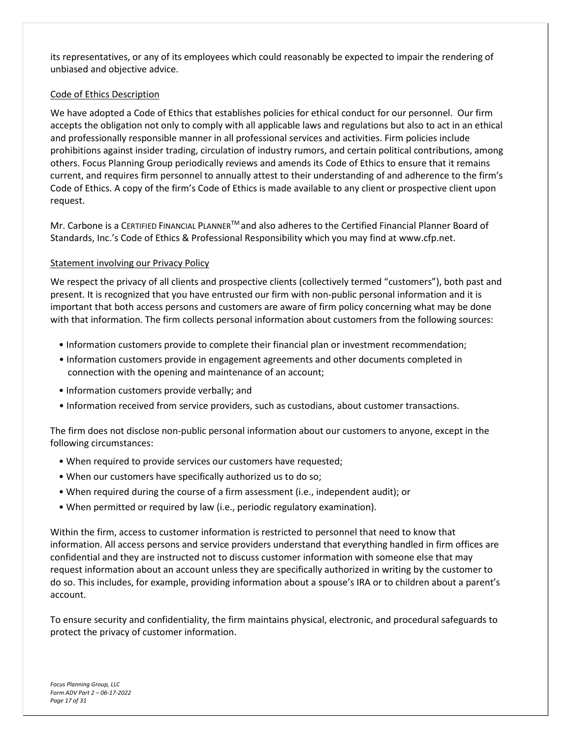its representatives, or any of its employees which could reasonably be expected to impair the rendering of unbiased and objective advice.

## Code of Ethics Description

We have adopted a Code of Ethics that establishes policies for ethical conduct for our personnel. Our firm accepts the obligation not only to comply with all applicable laws and regulations but also to act in an ethical and professionally responsible manner in all professional services and activities. Firm policies include prohibitions against insider trading, circulation of industry rumors, and certain political contributions, among others. Focus Planning Group periodically reviews and amends its Code of Ethics to ensure that it remains current, and requires firm personnel to annually attest to their understanding of and adherence to the firm's Code of Ethics. A copy of the firm's Code of Ethics is made available to any client or prospective client upon request.

Mr. Carbone is a CERTIFIED FINANCIAL PLANNER™ and also adheres to the Certified Financial Planner Board of Standards, Inc.'s Code of Ethics & Professional Responsibility which you may find at www.cfp.net.

## Statement involving our Privacy Policy

We respect the privacy of all clients and prospective clients (collectively termed "customers"), both past and present. It is recognized that you have entrusted our firm with non-public personal information and it is important that both access persons and customers are aware of firm policy concerning what may be done with that information. The firm collects personal information about customers from the following sources:

- Information customers provide to complete their financial plan or investment recommendation;
- Information customers provide in engagement agreements and other documents completed in connection with the opening and maintenance of an account;
- Information customers provide verbally; and
- Information received from service providers, such as custodians, about customer transactions.

The firm does not disclose non-public personal information about our customers to anyone, except in the following circumstances:

- When required to provide services our customers have requested;
- When our customers have specifically authorized us to do so;
- When required during the course of a firm assessment (i.e., independent audit); or
- When permitted or required by law (i.e., periodic regulatory examination).

Within the firm, access to customer information is restricted to personnel that need to know that information. All access persons and service providers understand that everything handled in firm offices are confidential and they are instructed not to discuss customer information with someone else that may request information about an account unless they are specifically authorized in writing by the customer to do so. This includes, for example, providing information about a spouse's IRA or to children about a parent's account.

To ensure security and confidentiality, the firm maintains physical, electronic, and procedural safeguards to protect the privacy of customer information.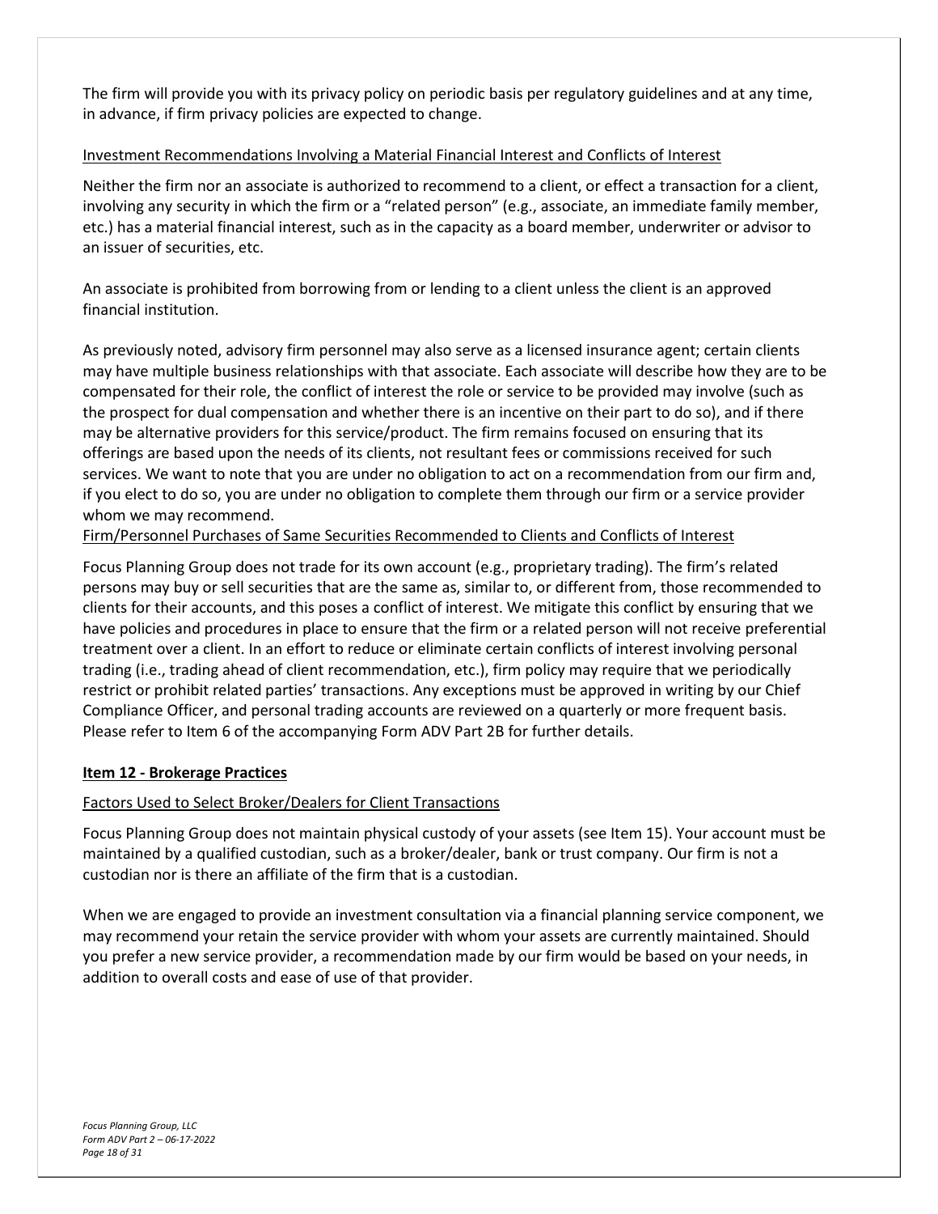The firm will provide you with its privacy policy on periodic basis per regulatory guidelines and at any time, in advance, if firm privacy policies are expected to change.

Investment Recommendations Involving a Material Financial Interest and Conflicts of Interest

Neither the firm nor an associate is authorized to recommend to a client, or effect a transaction for a client, involving any security in which the firm or a "related person" (e.g., associate, an immediate family member, etc.) has a material financial interest, such as in the capacity as a board member, underwriter or advisor to an issuer of securities, etc.

An associate is prohibited from borrowing from or lending to a client unless the client is an approved financial institution.

As previously noted, advisory firm personnel may also serve as a licensed insurance agent; certain clients may have multiple business relationships with that associate. Each associate will describe how they are to be compensated for their role, the conflict of interest the role or service to be provided may involve (such as the prospect for dual compensation and whether there is an incentive on their part to do so), and if there may be alternative providers for this service/product. The firm remains focused on ensuring that its offerings are based upon the needs of its clients, not resultant fees or commissions received for such services. We want to note that you are under no obligation to act on a recommendation from our firm and, if you elect to do so, you are under no obligation to complete them through our firm or a service provider whom we may recommend.

Firm/Personnel Purchases of Same Securities Recommended to Clients and Conflicts of Interest

Focus Planning Group does not trade for its own account (e.g., proprietary trading). The firm's related persons may buy or sell securities that are the same as, similar to, or different from, those recommended to clients for their accounts, and this poses a conflict of interest. We mitigate this conflict by ensuring that we have policies and procedures in place to ensure that the firm or a related person will not receive preferential treatment over a client. In an effort to reduce or eliminate certain conflicts of interest involving personal trading (i.e., trading ahead of client recommendation, etc.), firm policy may require that we periodically restrict or prohibit related parties' transactions. Any exceptions must be approved in writing by our Chief Compliance Officer, and personal trading accounts are reviewed on a quarterly or more frequent basis. Please refer to Item 6 of the accompanying Form ADV Part 2B for further details.

## Item 12 - Brokerage Practices

Factors Used to Select Broker/Dealers for Client Transactions

Focus Planning Group does not maintain physical custody of your assets (see Item 15). Your account must be maintained by a qualified custodian, such as a broker/dealer, bank or trust company. Our firm is not a custodian nor is there an affiliate of the firm that is a custodian.

When we are engaged to provide an investment consultation via a financial planning service component, we may recommend your retain the service provider with whom your assets are currently maintained. Should you prefer a new service provider, a recommendation made by our firm would be based on your needs, in addition to overall costs and ease of use of that provider.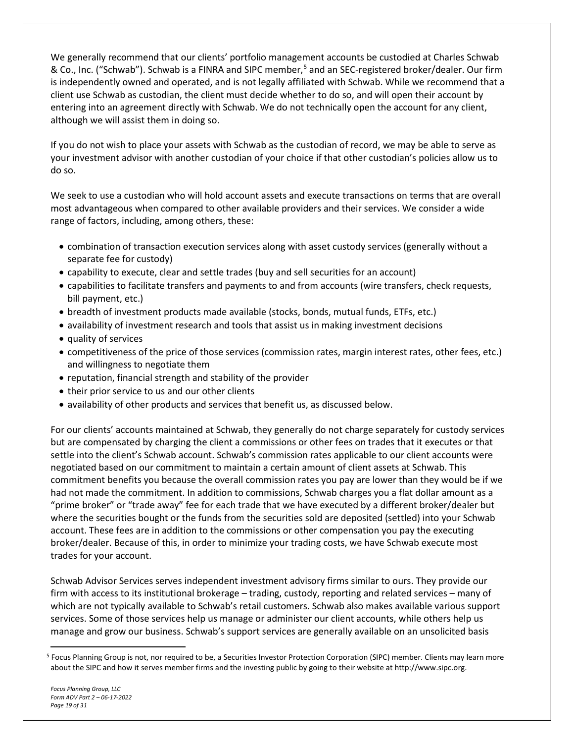We generally recommend that our clients' portfolio management accounts be custodied at Charles Schwab & Co., Inc. ("Schwab"). Schwab is a FINRA and SIPC member,[5] and an SEC-registered broker/dealer. Our firm is independently owned and operated, and is not legally affiliated with Schwab. While we recommend that a client use Schwab as custodian, the client must decide whether to do so, and will open their account by entering into an agreement directly with Schwab. We do not technically open the account for any client, although we will assist them in doing so.

If you do not wish to place your assets with Schwab as the custodian of record, we may be able to serve as your investment advisor with another custodian of your choice if that other custodian's policies allow us to do so.

We seek to use a custodian who will hold account assets and execute transactions on terms that are overall most advantageous when compared to other available providers and their services. We consider a wide range of factors, including, among others, these:

- combination of transaction execution services along with asset custody services (generally without a separate fee for custody)
- capability to execute, clear and settle trades (buy and sell securities for an account)
- capabilities to facilitate transfers and payments to and from accounts (wire transfers, check requests, bill payment, etc.)
- breadth of investment products made available (stocks, bonds, mutual funds, ETFs, etc.)
- availability of investment research and tools that assist us in making investment decisions
- quality of services
- competitiveness of the price of those services (commission rates, margin interest rates, other fees, etc.) and willingness to negotiate them
- reputation, financial strength and stability of the provider
- their prior service to us and our other clients
- availability of other products and services that benefit us, as discussed below.

For our clients' accounts maintained at Schwab, they generally do not charge separately for custody services but are compensated by charging the client a commissions or other fees on trades that it executes or that settle into the client's Schwab account. Schwab's commission rates applicable to our client accounts were negotiated based on our commitment to maintain a certain amount of client assets at Schwab. This commitment benefits you because the overall commission rates you pay are lower than they would be if we had not made the commitment. In addition to commissions, Schwab charges you a flat dollar amount as a "prime broker" or "trade away" fee for each trade that we have executed by a different broker/dealer but where the securities bought or the funds from the securities sold are deposited (settled) into your Schwab account. These fees are in addition to the commissions or other compensation you pay the executing broker/dealer. Because of this, in order to minimize your trading costs, we have Schwab execute most trades for your account.

Schwab Advisor Services serves independent investment advisory firms similar to ours. They provide our firm with access to its institutional brokerage – trading, custody, reporting and related services – many of which are not typically available to Schwab's retail customers. Schwab also makes available various support services. Some of those services help us manage or administer our client accounts, while others help us manage and grow our business. Schwab's support services are generally available on an unsolicited basis

[5] Focus Planning Group is not, nor required to be, a Securities Investor Protection Corporation (SIPC) member. Clients may learn more about the SIPC and how it serves member firms and the investing public by going to their website at http://www.sipc.org.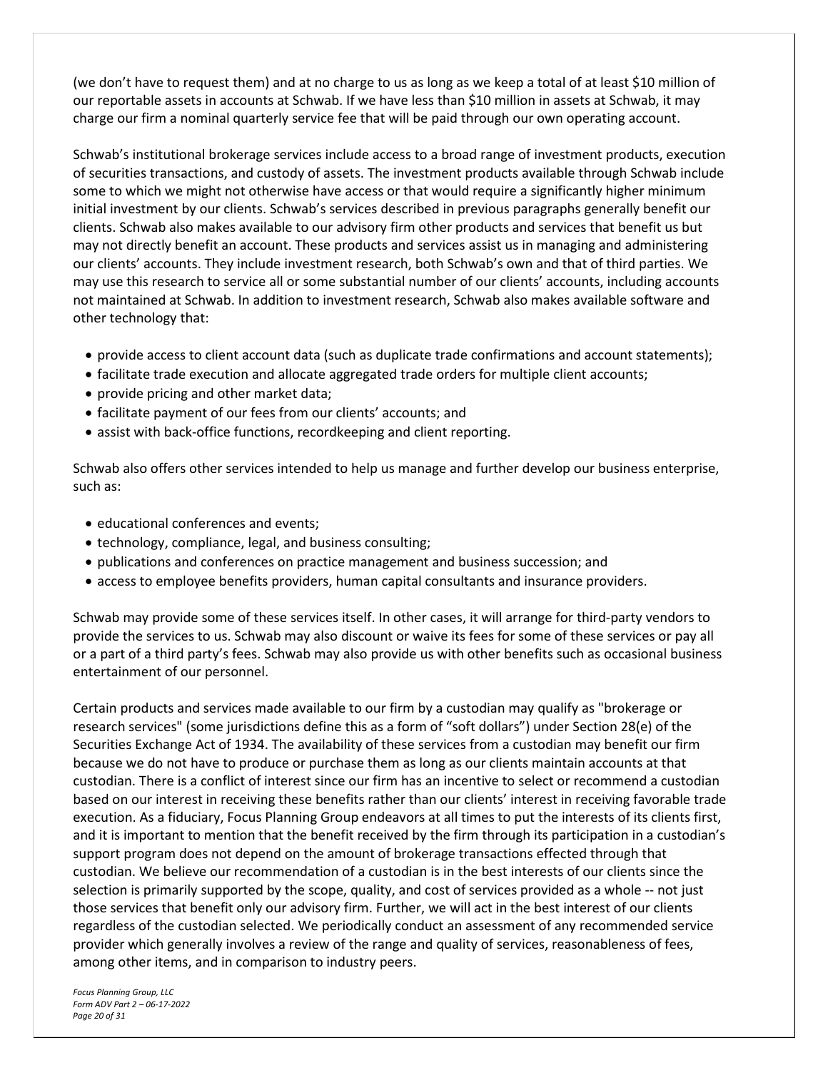(we don't have to request them) and at no charge to us as long as we keep a total of at least $10 million of our reportable assets in accounts at Schwab. If we have less than $10 million in assets at Schwab, it may charge our firm a nominal quarterly service fee that will be paid through our own operating account.

Schwab's institutional brokerage services include access to a broad range of investment products, execution of securities transactions, and custody of assets. The investment products available through Schwab include some to which we might not otherwise have access or that would require a significantly higher minimum initial investment by our clients. Schwab's services described in previous paragraphs generally benefit our clients. Schwab also makes available to our advisory firm other products and services that benefit us but may not directly benefit an account. These products and services assist us in managing and administering our clients' accounts. They include investment research, both Schwab's own and that of third parties. We may use this research to service all or some substantial number of our clients' accounts, including accounts not maintained at Schwab. In addition to investment research, Schwab also makes available software and other technology that:

- provide access to client account data (such as duplicate trade confirmations and account statements);
- facilitate trade execution and allocate aggregated trade orders for multiple client accounts;
- provide pricing and other market data;
- facilitate payment of our fees from our clients' accounts; and
- assist with back-office functions, recordkeeping and client reporting.

Schwab also offers other services intended to help us manage and further develop our business enterprise, such as:

- educational conferences and events;
- technology, compliance, legal, and business consulting;
- publications and conferences on practice management and business succession; and
- access to employee benefits providers, human capital consultants and insurance providers.

Schwab may provide some of these services itself. In other cases, it will arrange for third-party vendors to provide the services to us. Schwab may also discount or waive its fees for some of these services or pay all or a part of a third party's fees. Schwab may also provide us with other benefits such as occasional business entertainment of our personnel.

Certain products and services made available to our firm by a custodian may qualify as "brokerage or research services" (some jurisdictions define this as a form of "soft dollars") under Section 28(e) of the Securities Exchange Act of 1934. The availability of these services from a custodian may benefit our firm because we do not have to produce or purchase them as long as our clients maintain accounts at that custodian. There is a conflict of interest since our firm has an incentive to select or recommend a custodian based on our interest in receiving these benefits rather than our clients' interest in receiving favorable trade execution. As a fiduciary, Focus Planning Group endeavors at all times to put the interests of its clients first, and it is important to mention that the benefit received by the firm through its participation in a custodian's support program does not depend on the amount of brokerage transactions effected through that custodian. We believe our recommendation of a custodian is in the best interests of our clients since the selection is primarily supported by the scope, quality, and cost of services provided as a whole -- not just those services that benefit only our advisory firm. Further, we will act in the best interest of our clients regardless of the custodian selected. We periodically conduct an assessment of any recommended service provider which generally involves a review of the range and quality of services, reasonableness of fees, among other items, and in comparison to industry peers.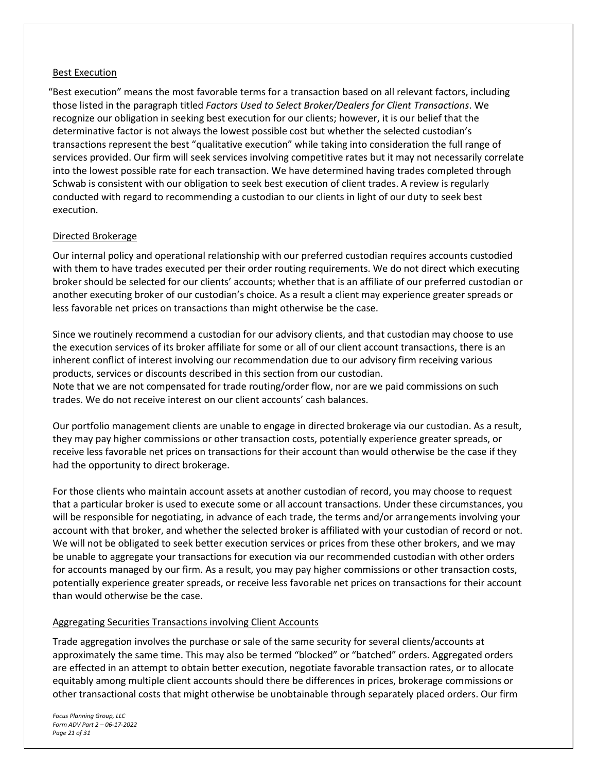## Best Execution

"Best execution" means the most favorable terms for a transaction based on all relevant factors, including those listed in the paragraph titled *Factors Used to Select Broker/Dealers for Client Transactions*. We recognize our obligation in seeking best execution for our clients; however, it is our belief that the determinative factor is not always the lowest possible cost but whether the selected custodian's transactions represent the best "qualitative execution" while taking into consideration the full range of services provided. Our firm will seek services involving competitive rates but it may not necessarily correlate into the lowest possible rate for each transaction. We have determined having trades completed through Schwab is consistent with our obligation to seek best execution of client trades. A review is regularly conducted with regard to recommending a custodian to our clients in light of our duty to seek best execution.

## Directed Brokerage

Our internal policy and operational relationship with our preferred custodian requires accounts custodied with them to have trades executed per their order routing requirements. We do not direct which executing broker should be selected for our clients' accounts; whether that is an affiliate of our preferred custodian or another executing broker of our custodian's choice. As a result a client may experience greater spreads or less favorable net prices on transactions than might otherwise be the case.

Since we routinely recommend a custodian for our advisory clients, and that custodian may choose to use the execution services of its broker affiliate for some or all of our client account transactions, there is an inherent conflict of interest involving our recommendation due to our advisory firm receiving various products, services or discounts described in this section from our custodian.
Note that we are not compensated for trade routing/order flow, nor are we paid commissions on such trades. We do not receive interest on our client accounts' cash balances.

Our portfolio management clients are unable to engage in directed brokerage via our custodian. As a result, they may pay higher commissions or other transaction costs, potentially experience greater spreads, or receive less favorable net prices on transactions for their account than would otherwise be the case if they had the opportunity to direct brokerage.

For those clients who maintain account assets at another custodian of record, you may choose to request that a particular broker is used to execute some or all account transactions. Under these circumstances, you will be responsible for negotiating, in advance of each trade, the terms and/or arrangements involving your account with that broker, and whether the selected broker is affiliated with your custodian of record or not. We will not be obligated to seek better execution services or prices from these other brokers, and we may be unable to aggregate your transactions for execution via our recommended custodian with other orders for accounts managed by our firm. As a result, you may pay higher commissions or other transaction costs, potentially experience greater spreads, or receive less favorable net prices on transactions for their account than would otherwise be the case.

## Aggregating Securities Transactions involving Client Accounts

Trade aggregation involves the purchase or sale of the same security for several clients/accounts at approximately the same time. This may also be termed "blocked" or "batched" orders. Aggregated orders are effected in an attempt to obtain better execution, negotiate favorable transaction rates, or to allocate equitably among multiple client accounts should there be differences in prices, brokerage commissions or other transactional costs that might otherwise be unobtainable through separately placed orders. Our firm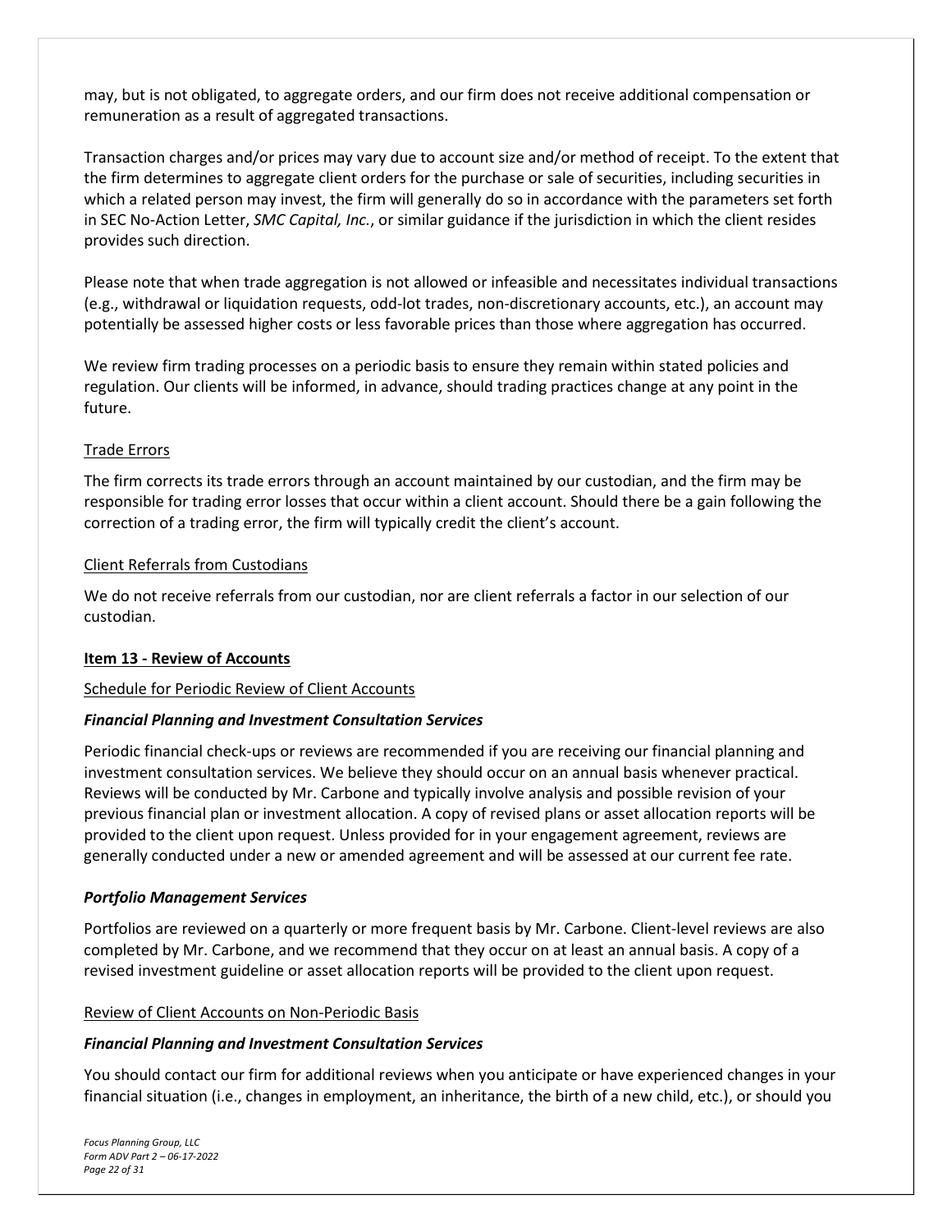may, but is not obligated, to aggregate orders, and our firm does not receive additional compensation or remuneration as a result of aggregated transactions.

Transaction charges and/or prices may vary due to account size and/or method of receipt. To the extent that the firm determines to aggregate client orders for the purchase or sale of securities, including securities in which a related person may invest, the firm will generally do so in accordance with the parameters set forth in SEC No-Action Letter, *SMC Capital, Inc.*, or similar guidance if the jurisdiction in which the client resides provides such direction.

Please note that when trade aggregation is not allowed or infeasible and necessitates individual transactions (e.g., withdrawal or liquidation requests, odd-lot trades, non-discretionary accounts, etc.), an account may potentially be assessed higher costs or less favorable prices than those where aggregation has occurred.

We review firm trading processes on a periodic basis to ensure they remain within stated policies and regulation. Our clients will be informed, in advance, should trading practices change at any point in the future.

Trade Errors

The firm corrects its trade errors through an account maintained by our custodian, and the firm may be responsible for trading error losses that occur within a client account. Should there be a gain following the correction of a trading error, the firm will typically credit the client's account.

Client Referrals from Custodians

We do not receive referrals from our custodian, nor are client referrals a factor in our selection of our custodian.

## Item 13 - Review of Accounts

Schedule for Periodic Review of Client Accounts

***Financial Planning and Investment Consultation Services***

Periodic financial check-ups or reviews are recommended if you are receiving our financial planning and investment consultation services. We believe they should occur on an annual basis whenever practical. Reviews will be conducted by Mr. Carbone and typically involve analysis and possible revision of your previous financial plan or investment allocation. A copy of revised plans or asset allocation reports will be provided to the client upon request. Unless provided for in your engagement agreement, reviews are generally conducted under a new or amended agreement and will be assessed at our current fee rate.

***Portfolio Management Services***

Portfolios are reviewed on a quarterly or more frequent basis by Mr. Carbone. Client-level reviews are also completed by Mr. Carbone, and we recommend that they occur on at least an annual basis. A copy of a revised investment guideline or asset allocation reports will be provided to the client upon request.

Review of Client Accounts on Non-Periodic Basis

***Financial Planning and Investment Consultation Services***

You should contact our firm for additional reviews when you anticipate or have experienced changes in your financial situation (i.e., changes in employment, an inheritance, the birth of a new child, etc.), or should you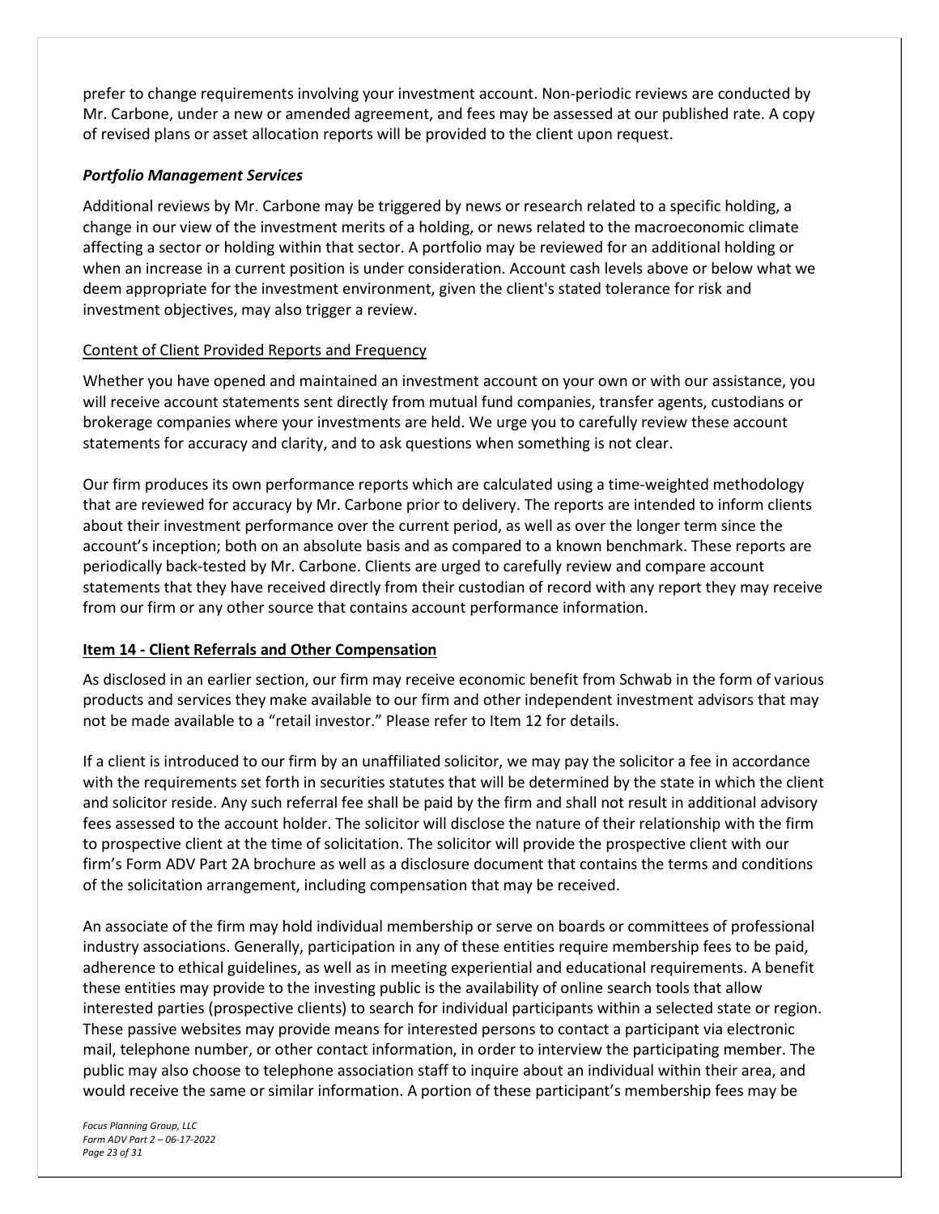prefer to change requirements involving your investment account. Non-periodic reviews are conducted by Mr. Carbone, under a new or amended agreement, and fees may be assessed at our published rate. A copy of revised plans or asset allocation reports will be provided to the client upon request.

### *Portfolio Management Services*

Additional reviews by Mr. Carbone may be triggered by news or research related to a specific holding, a change in our view of the investment merits of a holding, or news related to the macroeconomic climate affecting a sector or holding within that sector. A portfolio may be reviewed for an additional holding or when an increase in a current position is under consideration. Account cash levels above or below what we deem appropriate for the investment environment, given the client's stated tolerance for risk and investment objectives, may also trigger a review.

### Content of Client Provided Reports and Frequency

Whether you have opened and maintained an investment account on your own or with our assistance, you will receive account statements sent directly from mutual fund companies, transfer agents, custodians or brokerage companies where your investments are held. We urge you to carefully review these account statements for accuracy and clarity, and to ask questions when something is not clear.

Our firm produces its own performance reports which are calculated using a time-weighted methodology that are reviewed for accuracy by Mr. Carbone prior to delivery. The reports are intended to inform clients about their investment performance over the current period, as well as over the longer term since the account's inception; both on an absolute basis and as compared to a known benchmark. These reports are periodically back-tested by Mr. Carbone. Clients are urged to carefully review and compare account statements that they have received directly from their custodian of record with any report they may receive from our firm or any other source that contains account performance information.

## **Item 14 - Client Referrals and Other Compensation**

As disclosed in an earlier section, our firm may receive economic benefit from Schwab in the form of various products and services they make available to our firm and other independent investment advisors that may not be made available to a "retail investor." Please refer to Item 12 for details.

If a client is introduced to our firm by an unaffiliated solicitor, we may pay the solicitor a fee in accordance with the requirements set forth in securities statutes that will be determined by the state in which the client and solicitor reside. Any such referral fee shall be paid by the firm and shall not result in additional advisory fees assessed to the account holder. The solicitor will disclose the nature of their relationship with the firm to prospective client at the time of solicitation. The solicitor will provide the prospective client with our firm's Form ADV Part 2A brochure as well as a disclosure document that contains the terms and conditions of the solicitation arrangement, including compensation that may be received.

An associate of the firm may hold individual membership or serve on boards or committees of professional industry associations. Generally, participation in any of these entities require membership fees to be paid, adherence to ethical guidelines, as well as in meeting experiential and educational requirements. A benefit these entities may provide to the investing public is the availability of online search tools that allow interested parties (prospective clients) to search for individual participants within a selected state or region. These passive websites may provide means for interested persons to contact a participant via electronic mail, telephone number, or other contact information, in order to interview the participating member. The public may also choose to telephone association staff to inquire about an individual within their area, and would receive the same or similar information. A portion of these participant's membership fees may be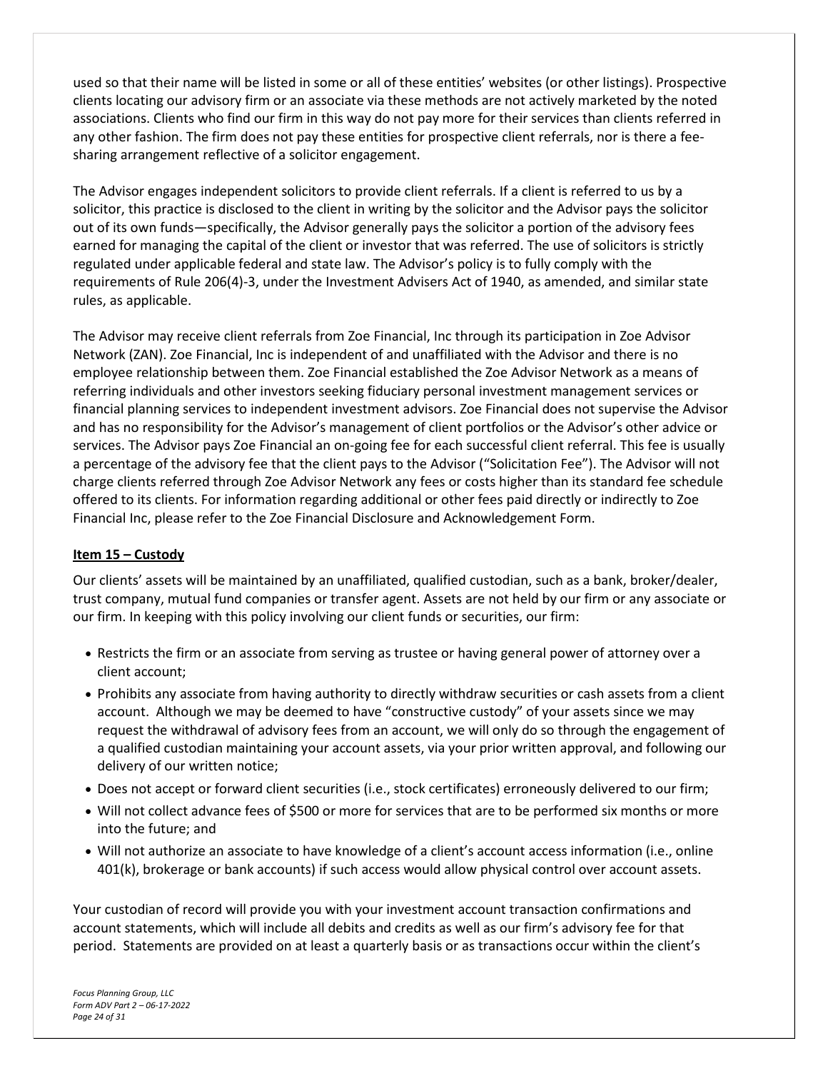used so that their name will be listed in some or all of these entities' websites (or other listings). Prospective clients locating our advisory firm or an associate via these methods are not actively marketed by the noted associations. Clients who find our firm in this way do not pay more for their services than clients referred in any other fashion. The firm does not pay these entities for prospective client referrals, nor is there a fee-sharing arrangement reflective of a solicitor engagement.

The Advisor engages independent solicitors to provide client referrals. If a client is referred to us by a solicitor, this practice is disclosed to the client in writing by the solicitor and the Advisor pays the solicitor out of its own funds—specifically, the Advisor generally pays the solicitor a portion of the advisory fees earned for managing the capital of the client or investor that was referred. The use of solicitors is strictly regulated under applicable federal and state law. The Advisor's policy is to fully comply with the requirements of Rule 206(4)-3, under the Investment Advisers Act of 1940, as amended, and similar state rules, as applicable.

The Advisor may receive client referrals from Zoe Financial, Inc through its participation in Zoe Advisor Network (ZAN). Zoe Financial, Inc is independent of and unaffiliated with the Advisor and there is no employee relationship between them. Zoe Financial established the Zoe Advisor Network as a means of referring individuals and other investors seeking fiduciary personal investment management services or financial planning services to independent investment advisors. Zoe Financial does not supervise the Advisor and has no responsibility for the Advisor's management of client portfolios or the Advisor's other advice or services. The Advisor pays Zoe Financial an on-going fee for each successful client referral. This fee is usually a percentage of the advisory fee that the client pays to the Advisor ("Solicitation Fee"). The Advisor will not charge clients referred through Zoe Advisor Network any fees or costs higher than its standard fee schedule offered to its clients. For information regarding additional or other fees paid directly or indirectly to Zoe Financial Inc, please refer to the Zoe Financial Disclosure and Acknowledgement Form.

## Item 15 – Custody

Our clients' assets will be maintained by an unaffiliated, qualified custodian, such as a bank, broker/dealer, trust company, mutual fund companies or transfer agent. Assets are not held by our firm or any associate or our firm. In keeping with this policy involving our client funds or securities, our firm:

- Restricts the firm or an associate from serving as trustee or having general power of attorney over a client account;
- Prohibits any associate from having authority to directly withdraw securities or cash assets from a client account. Although we may be deemed to have "constructive custody" of your assets since we may request the withdrawal of advisory fees from an account, we will only do so through the engagement of a qualified custodian maintaining your account assets, via your prior written approval, and following our delivery of our written notice;
- Does not accept or forward client securities (i.e., stock certificates) erroneously delivered to our firm;
- Will not collect advance fees of $500 or more for services that are to be performed six months or more into the future; and
- Will not authorize an associate to have knowledge of a client's account access information (i.e., online 401(k), brokerage or bank accounts) if such access would allow physical control over account assets.

Your custodian of record will provide you with your investment account transaction confirmations and account statements, which will include all debits and credits as well as our firm's advisory fee for that period. Statements are provided on at least a quarterly basis or as transactions occur within the client's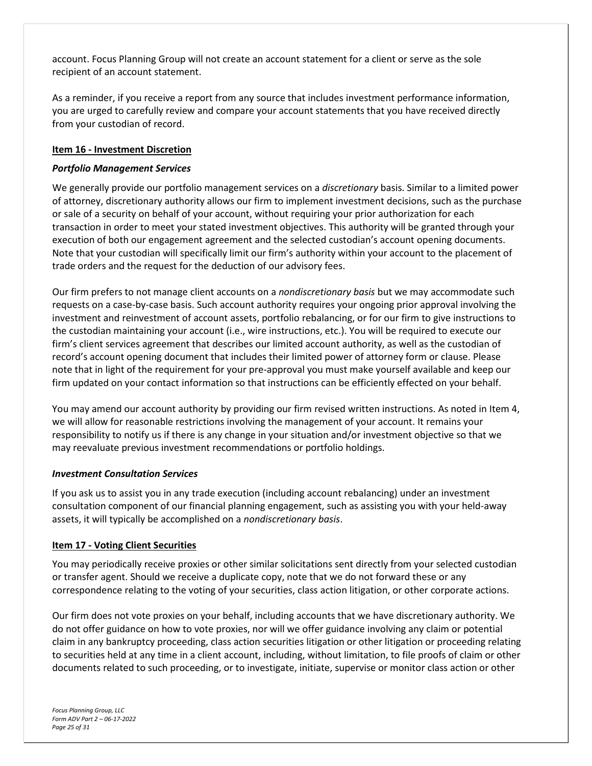account. Focus Planning Group will not create an account statement for a client or serve as the sole recipient of an account statement.

As a reminder, if you receive a report from any source that includes investment performance information, you are urged to carefully review and compare your account statements that you have received directly from your custodian of record.

## Item 16 - Investment Discretion

### *Portfolio Management Services*

We generally provide our portfolio management services on a *discretionary* basis. Similar to a limited power of attorney, discretionary authority allows our firm to implement investment decisions, such as the purchase or sale of a security on behalf of your account, without requiring your prior authorization for each transaction in order to meet your stated investment objectives. This authority will be granted through your execution of both our engagement agreement and the selected custodian's account opening documents. Note that your custodian will specifically limit our firm's authority within your account to the placement of trade orders and the request for the deduction of our advisory fees.

Our firm prefers to not manage client accounts on a *nondiscretionary basis* but we may accommodate such requests on a case-by-case basis. Such account authority requires your ongoing prior approval involving the investment and reinvestment of account assets, portfolio rebalancing, or for our firm to give instructions to the custodian maintaining your account (i.e., wire instructions, etc.). You will be required to execute our firm's client services agreement that describes our limited account authority, as well as the custodian of record's account opening document that includes their limited power of attorney form or clause. Please note that in light of the requirement for your pre-approval you must make yourself available and keep our firm updated on your contact information so that instructions can be efficiently effected on your behalf.

You may amend our account authority by providing our firm revised written instructions. As noted in Item 4, we will allow for reasonable restrictions involving the management of your account. It remains your responsibility to notify us if there is any change in your situation and/or investment objective so that we may reevaluate previous investment recommendations or portfolio holdings.

### *Investment Consultation Services*

If you ask us to assist you in any trade execution (including account rebalancing) under an investment consultation component of our financial planning engagement, such as assisting you with your held-away assets, it will typically be accomplished on a *nondiscretionary basis*.

## Item 17 - Voting Client Securities

You may periodically receive proxies or other similar solicitations sent directly from your selected custodian or transfer agent. Should we receive a duplicate copy, note that we do not forward these or any correspondence relating to the voting of your securities, class action litigation, or other corporate actions.

Our firm does not vote proxies on your behalf, including accounts that we have discretionary authority. We do not offer guidance on how to vote proxies, nor will we offer guidance involving any claim or potential claim in any bankruptcy proceeding, class action securities litigation or other litigation or proceeding relating to securities held at any time in a client account, including, without limitation, to file proofs of claim or other documents related to such proceeding, or to investigate, initiate, supervise or monitor class action or other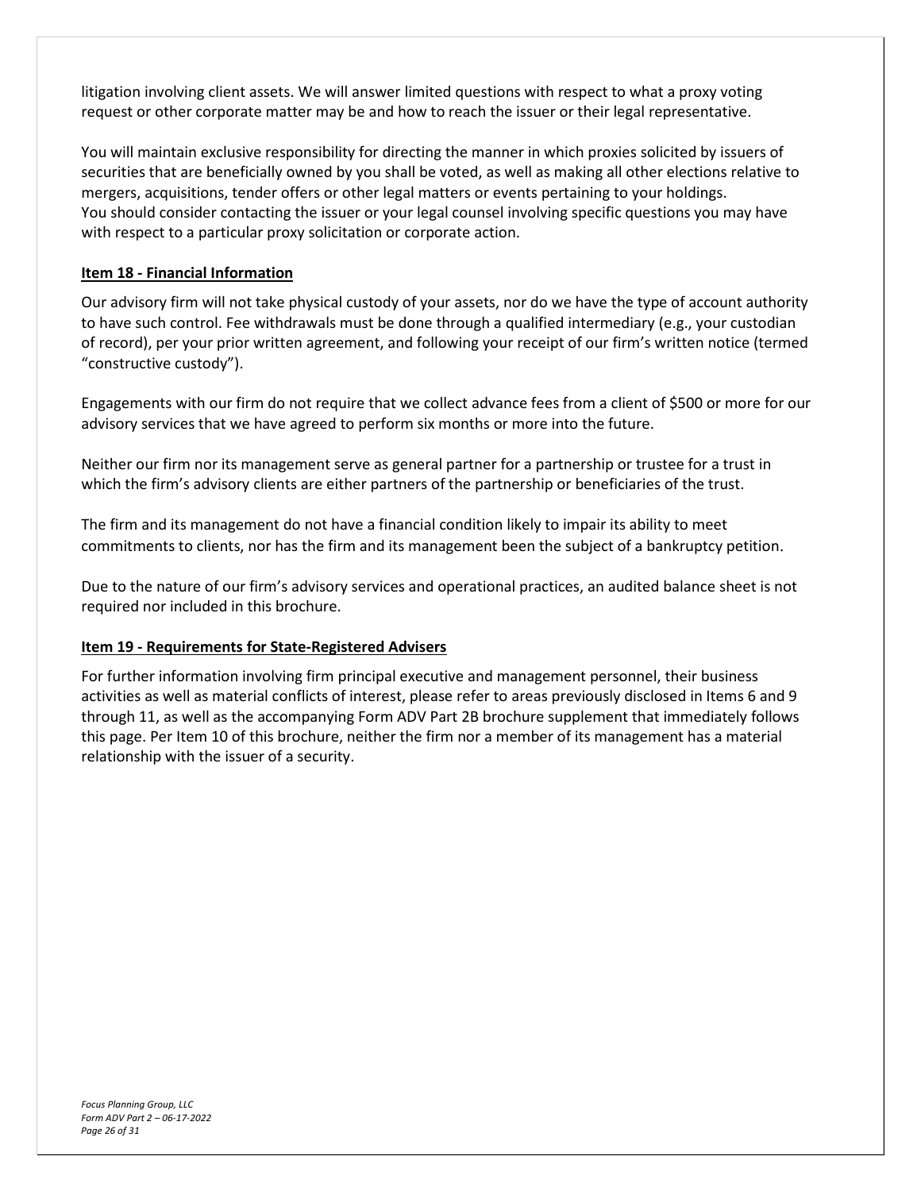litigation involving client assets. We will answer limited questions with respect to what a proxy voting request or other corporate matter may be and how to reach the issuer or their legal representative.

You will maintain exclusive responsibility for directing the manner in which proxies solicited by issuers of securities that are beneficially owned by you shall be voted, as well as making all other elections relative to mergers, acquisitions, tender offers or other legal matters or events pertaining to your holdings. You should consider contacting the issuer or your legal counsel involving specific questions you may have with respect to a particular proxy solicitation or corporate action.

## Item 18 - Financial Information

Our advisory firm will not take physical custody of your assets, nor do we have the type of account authority to have such control. Fee withdrawals must be done through a qualified intermediary (e.g., your custodian of record), per your prior written agreement, and following your receipt of our firm's written notice (termed "constructive custody").

Engagements with our firm do not require that we collect advance fees from a client of $500 or more for our advisory services that we have agreed to perform six months or more into the future.

Neither our firm nor its management serve as general partner for a partnership or trustee for a trust in which the firm's advisory clients are either partners of the partnership or beneficiaries of the trust.

The firm and its management do not have a financial condition likely to impair its ability to meet commitments to clients, nor has the firm and its management been the subject of a bankruptcy petition.

Due to the nature of our firm's advisory services and operational practices, an audited balance sheet is not required nor included in this brochure.

## Item 19 - Requirements for State-Registered Advisers

For further information involving firm principal executive and management personnel, their business activities as well as material conflicts of interest, please refer to areas previously disclosed in Items 6 and 9 through 11, as well as the accompanying Form ADV Part 2B brochure supplement that immediately follows this page. Per Item 10 of this brochure, neither the firm nor a member of its management has a material relationship with the issuer of a security.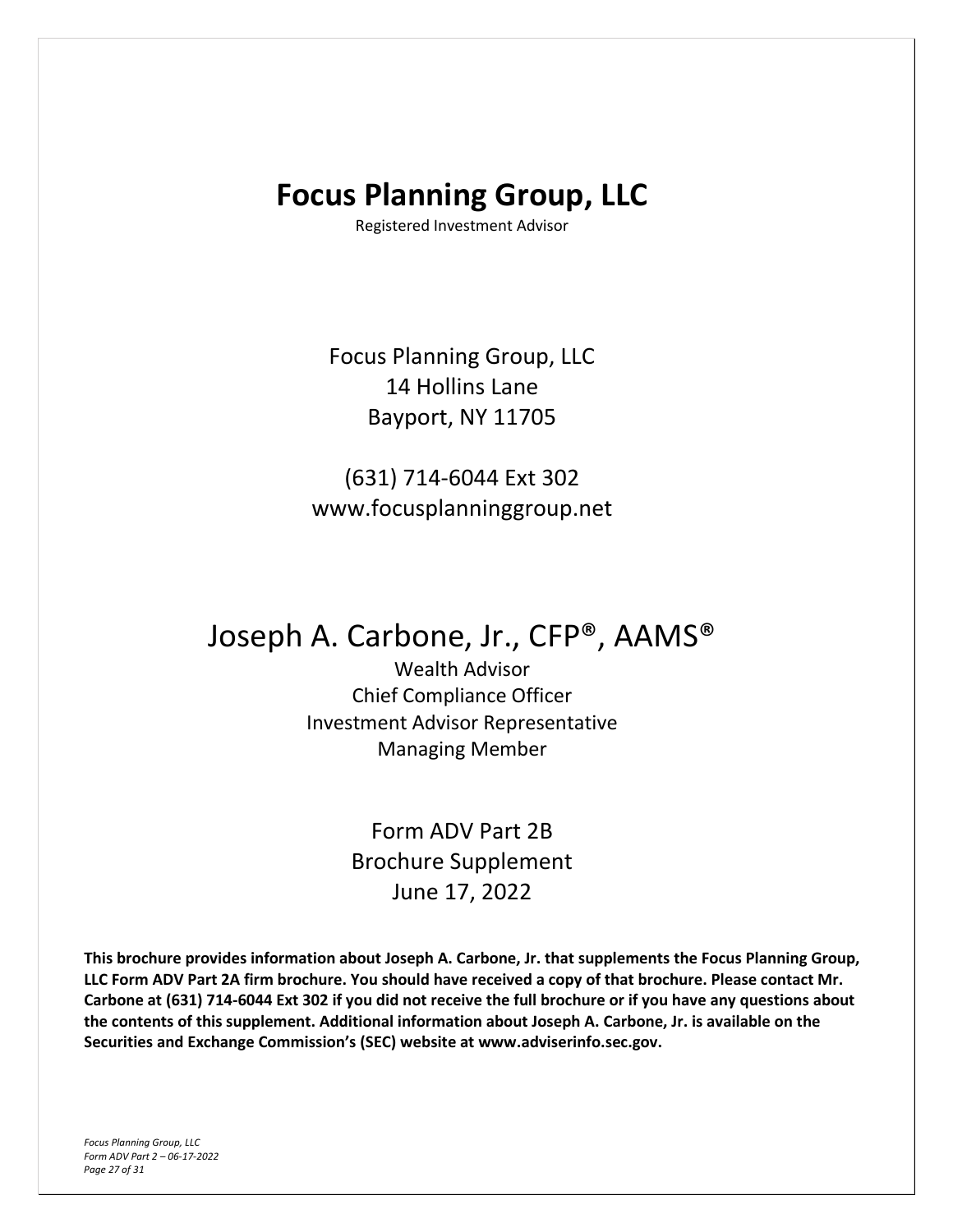# Focus Planning Group, LLC

Registered Investment Advisor

Focus Planning Group, LLC
14 Hollins Lane
Bayport, NY 11705

(631) 714-6044 Ext 302
www.focusplanninggroup.net

## Joseph A. Carbone, Jr., CFP®, AAMS®

Wealth Advisor
Chief Compliance Officer
Investment Advisor Representative
Managing Member

Form ADV Part 2B
Brochure Supplement
June 17, 2022

**This brochure provides information about Joseph A. Carbone, Jr. that supplements the Focus Planning Group, LLC Form ADV Part 2A firm brochure. You should have received a copy of that brochure. Please contact Mr. Carbone at (631) 714-6044 Ext 302 if you did not receive the full brochure or if you have any questions about the contents of this supplement. Additional information about Joseph A. Carbone, Jr. is available on the Securities and Exchange Commission's (SEC) website at www.adviserinfo.sec.gov.**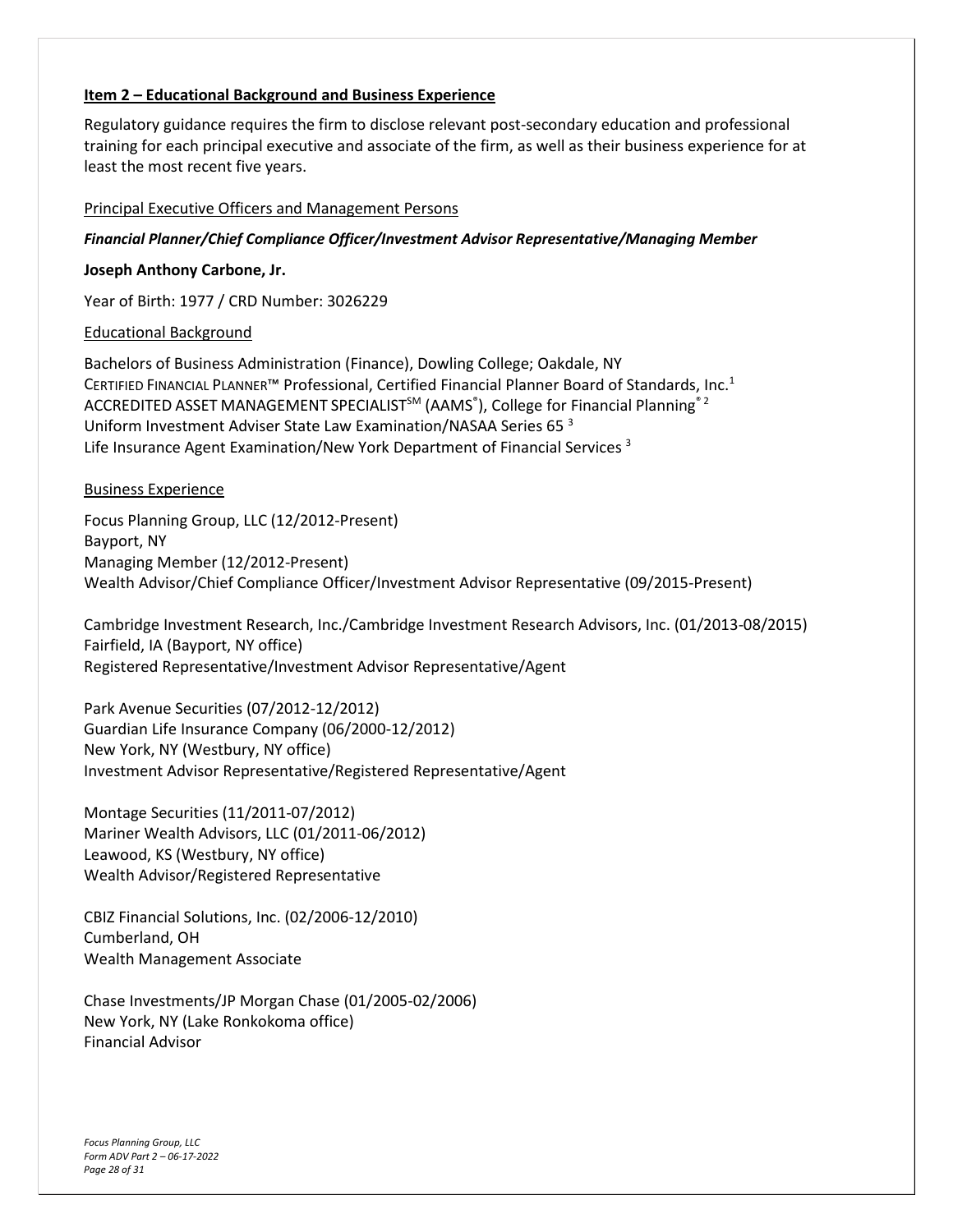## Item 2 – Educational Background and Business Experience

Regulatory guidance requires the firm to disclose relevant post-secondary education and professional training for each principal executive and associate of the firm, as well as their business experience for at least the most recent five years.

### Principal Executive Officers and Management Persons

***Financial Planner/Chief Compliance Officer/Investment Advisor Representative/Managing Member***

**Joseph Anthony Carbone, Jr.**

Year of Birth: 1977 / CRD Number: 3026229

#### Educational Background

Bachelors of Business Administration (Finance), Dowling College; Oakdale, NY
CERTIFIED FINANCIAL PLANNER™ Professional, Certified Financial Planner Board of Standards, Inc.[1]
ACCREDITED ASSET MANAGEMENT SPECIALIST℠ (AAMS®), College for Financial Planning® [2]
Uniform Investment Adviser State Law Examination/NASAA Series 65 [3]
Life Insurance Agent Examination/New York Department of Financial Services [3]

#### Business Experience

Focus Planning Group, LLC (12/2012-Present)
Bayport, NY
Managing Member (12/2012-Present)
Wealth Advisor/Chief Compliance Officer/Investment Advisor Representative (09/2015-Present)

Cambridge Investment Research, Inc./Cambridge Investment Research Advisors, Inc. (01/2013-08/2015)
Fairfield, IA (Bayport, NY office)
Registered Representative/Investment Advisor Representative/Agent

Park Avenue Securities (07/2012-12/2012)
Guardian Life Insurance Company (06/2000-12/2012)
New York, NY (Westbury, NY office)
Investment Advisor Representative/Registered Representative/Agent

Montage Securities (11/2011-07/2012)
Mariner Wealth Advisors, LLC (01/2011-06/2012)
Leawood, KS (Westbury, NY office)
Wealth Advisor/Registered Representative

CBIZ Financial Solutions, Inc. (02/2006-12/2010)
Cumberland, OH
Wealth Management Associate

Chase Investments/JP Morgan Chase (01/2005-02/2006)
New York, NY (Lake Ronkokoma office)
Financial Advisor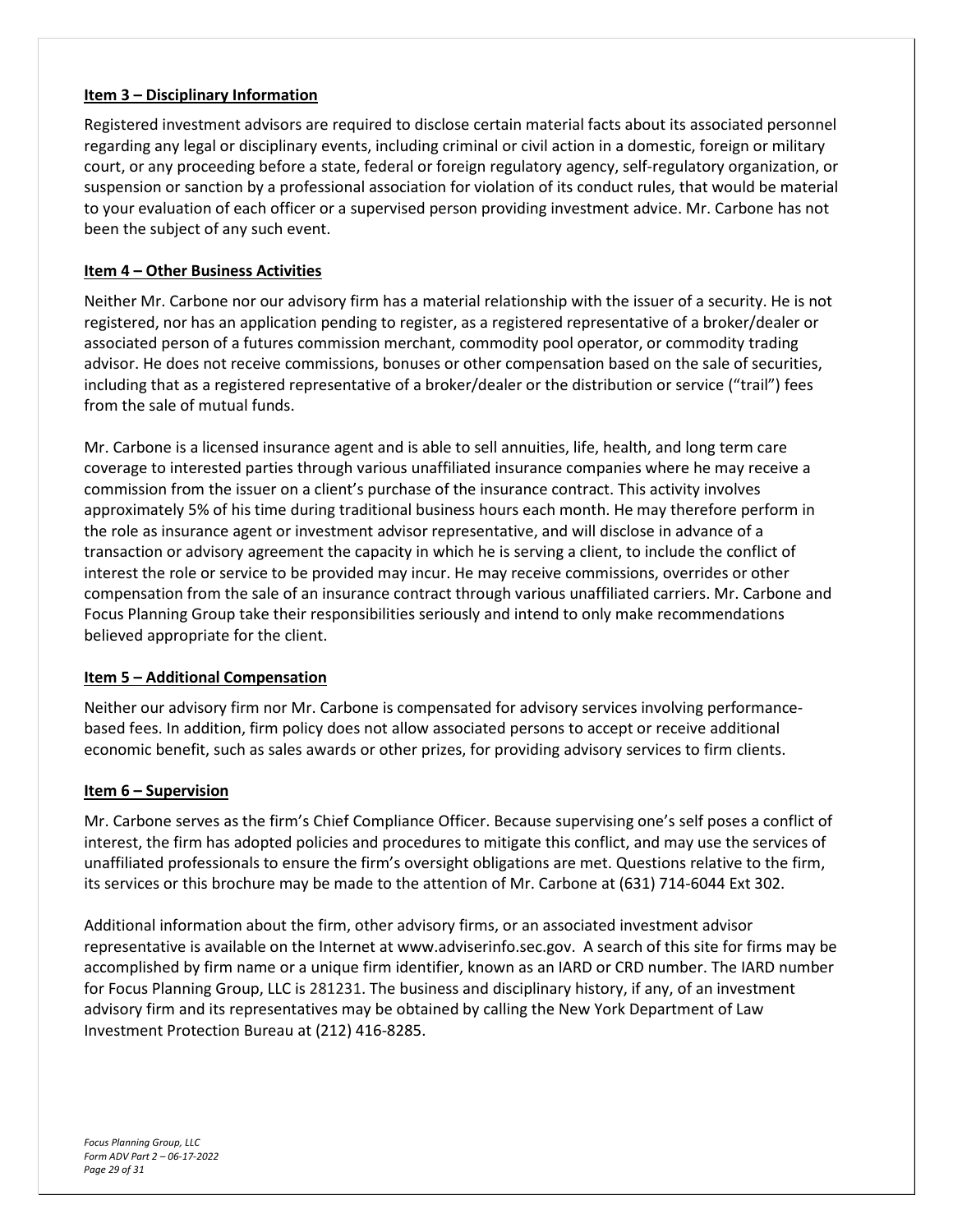## Item 3 – Disciplinary Information

Registered investment advisors are required to disclose certain material facts about its associated personnel regarding any legal or disciplinary events, including criminal or civil action in a domestic, foreign or military court, or any proceeding before a state, federal or foreign regulatory agency, self-regulatory organization, or suspension or sanction by a professional association for violation of its conduct rules, that would be material to your evaluation of each officer or a supervised person providing investment advice. Mr. Carbone has not been the subject of any such event.

## Item 4 – Other Business Activities

Neither Mr. Carbone nor our advisory firm has a material relationship with the issuer of a security. He is not registered, nor has an application pending to register, as a registered representative of a broker/dealer or associated person of a futures commission merchant, commodity pool operator, or commodity trading advisor. He does not receive commissions, bonuses or other compensation based on the sale of securities, including that as a registered representative of a broker/dealer or the distribution or service ("trail") fees from the sale of mutual funds.

Mr. Carbone is a licensed insurance agent and is able to sell annuities, life, health, and long term care coverage to interested parties through various unaffiliated insurance companies where he may receive a commission from the issuer on a client's purchase of the insurance contract. This activity involves approximately 5% of his time during traditional business hours each month. He may therefore perform in the role as insurance agent or investment advisor representative, and will disclose in advance of a transaction or advisory agreement the capacity in which he is serving a client, to include the conflict of interest the role or service to be provided may incur. He may receive commissions, overrides or other compensation from the sale of an insurance contract through various unaffiliated carriers. Mr. Carbone and Focus Planning Group take their responsibilities seriously and intend to only make recommendations believed appropriate for the client.

## Item 5 – Additional Compensation

Neither our advisory firm nor Mr. Carbone is compensated for advisory services involving performance-based fees. In addition, firm policy does not allow associated persons to accept or receive additional economic benefit, such as sales awards or other prizes, for providing advisory services to firm clients.

## Item 6 – Supervision

Mr. Carbone serves as the firm's Chief Compliance Officer. Because supervising one's self poses a conflict of interest, the firm has adopted policies and procedures to mitigate this conflict, and may use the services of unaffiliated professionals to ensure the firm's oversight obligations are met. Questions relative to the firm, its services or this brochure may be made to the attention of Mr. Carbone at (631) 714-6044 Ext 302.

Additional information about the firm, other advisory firms, or an associated investment advisor representative is available on the Internet at www.adviserinfo.sec.gov. A search of this site for firms may be accomplished by firm name or a unique firm identifier, known as an IARD or CRD number. The IARD number for Focus Planning Group, LLC is 281231. The business and disciplinary history, if any, of an investment advisory firm and its representatives may be obtained by calling the New York Department of Law Investment Protection Bureau at (212) 416-8285.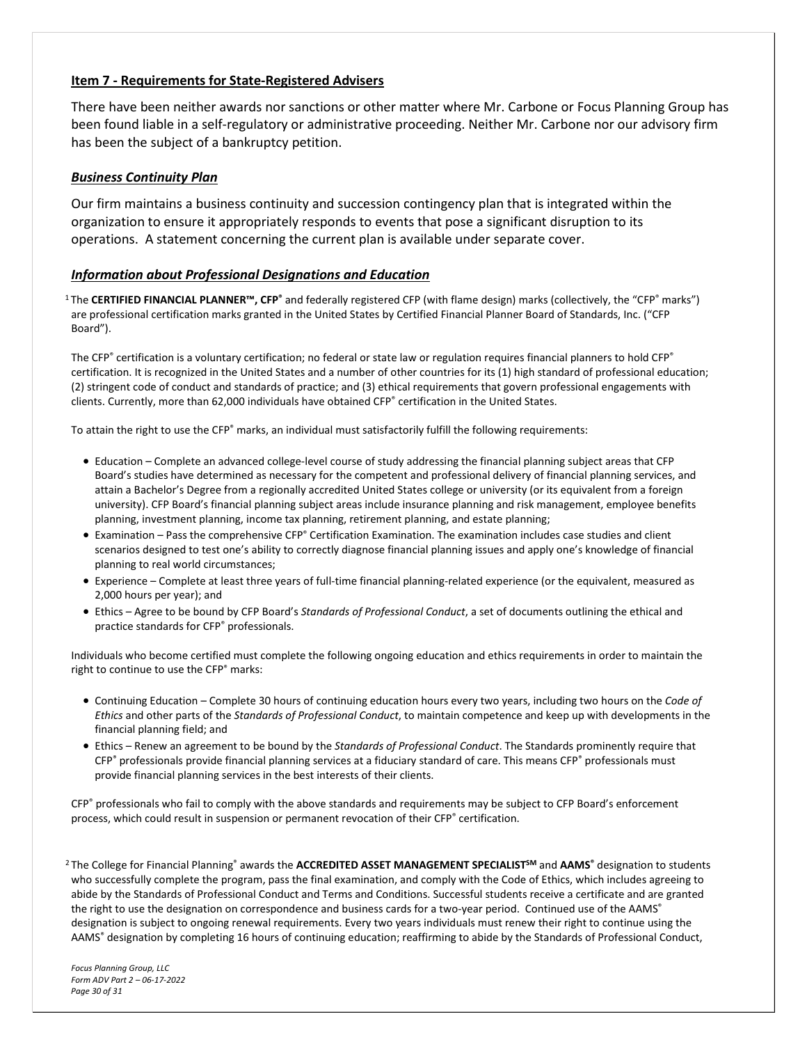## Item 7 - Requirements for State-Registered Advisers

There have been neither awards nor sanctions or other matter where Mr. Carbone or Focus Planning Group has been found liable in a self-regulatory or administrative proceeding. Neither Mr. Carbone nor our advisory firm has been the subject of a bankruptcy petition.

### *Business Continuity Plan*

Our firm maintains a business continuity and succession contingency plan that is integrated within the organization to ensure it appropriately responds to events that pose a significant disruption to its operations. A statement concerning the current plan is available under separate cover.

### *Information about Professional Designations and Education*

[1] The **CERTIFIED FINANCIAL PLANNER™, CFP®** and federally registered CFP (with flame design) marks (collectively, the "CFP® marks") are professional certification marks granted in the United States by Certified Financial Planner Board of Standards, Inc. ("CFP Board").

The CFP® certification is a voluntary certification; no federal or state law or regulation requires financial planners to hold CFP® certification. It is recognized in the United States and a number of other countries for its (1) high standard of professional education; (2) stringent code of conduct and standards of practice; and (3) ethical requirements that govern professional engagements with clients. Currently, more than 62,000 individuals have obtained CFP® certification in the United States.

To attain the right to use the CFP® marks, an individual must satisfactorily fulfill the following requirements:

- Education – Complete an advanced college-level course of study addressing the financial planning subject areas that CFP Board's studies have determined as necessary for the competent and professional delivery of financial planning services, and attain a Bachelor's Degree from a regionally accredited United States college or university (or its equivalent from a foreign university). CFP Board's financial planning subject areas include insurance planning and risk management, employee benefits planning, investment planning, income tax planning, retirement planning, and estate planning;
- Examination – Pass the comprehensive CFP® Certification Examination. The examination includes case studies and client scenarios designed to test one's ability to correctly diagnose financial planning issues and apply one's knowledge of financial planning to real world circumstances;
- Experience – Complete at least three years of full-time financial planning-related experience (or the equivalent, measured as 2,000 hours per year); and
- Ethics – Agree to be bound by CFP Board's *Standards of Professional Conduct*, a set of documents outlining the ethical and practice standards for CFP® professionals.

Individuals who become certified must complete the following ongoing education and ethics requirements in order to maintain the right to continue to use the CFP® marks:

- Continuing Education – Complete 30 hours of continuing education hours every two years, including two hours on the *Code of Ethics* and other parts of the *Standards of Professional Conduct*, to maintain competence and keep up with developments in the financial planning field; and
- Ethics – Renew an agreement to be bound by the *Standards of Professional Conduct*. The Standards prominently require that CFP® professionals provide financial planning services at a fiduciary standard of care. This means CFP® professionals must provide financial planning services in the best interests of their clients.

CFP® professionals who fail to comply with the above standards and requirements may be subject to CFP Board's enforcement process, which could result in suspension or permanent revocation of their CFP® certification.

[2] The College for Financial Planning® awards the **ACCREDITED ASSET MANAGEMENT SPECIALIST℠** and **AAMS®** designation to students who successfully complete the program, pass the final examination, and comply with the Code of Ethics, which includes agreeing to abide by the Standards of Professional Conduct and Terms and Conditions. Successful students receive a certificate and are granted the right to use the designation on correspondence and business cards for a two-year period. Continued use of the AAMS® designation is subject to ongoing renewal requirements. Every two years individuals must renew their right to continue using the AAMS® designation by completing 16 hours of continuing education; reaffirming to abide by the Standards of Professional Conduct,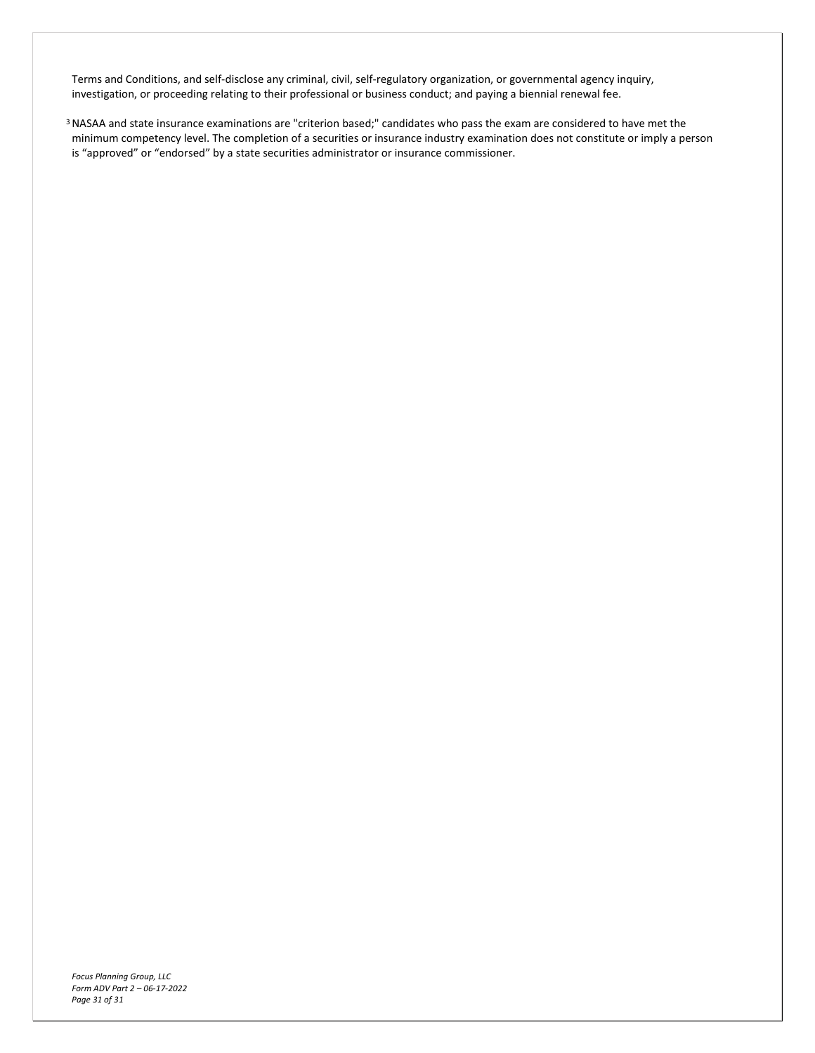Terms and Conditions, and self-disclose any criminal, civil, self-regulatory organization, or governmental agency inquiry, investigation, or proceeding relating to their professional or business conduct; and paying a biennial renewal fee.

[3] NASAA and state insurance examinations are "criterion based;" candidates who pass the exam are considered to have met the minimum competency level. The completion of a securities or insurance industry examination does not constitute or imply a person is "approved" or "endorsed" by a state securities administrator or insurance commissioner.